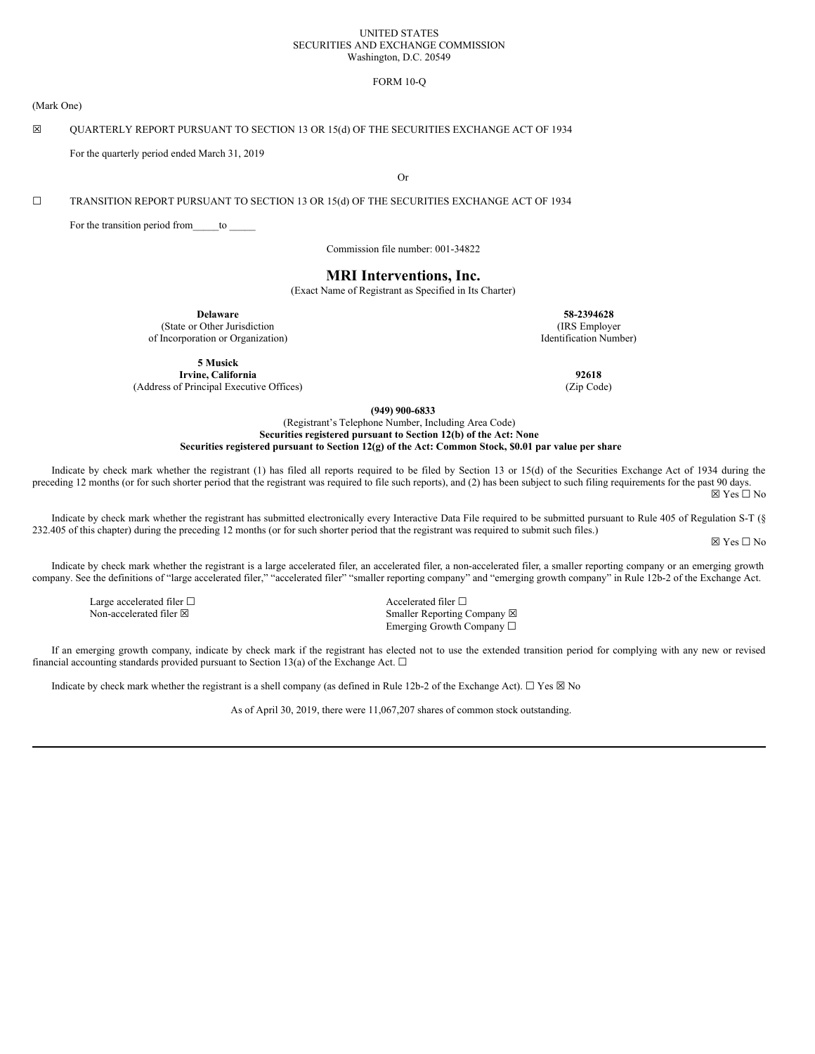UNITED STATES
SECURITIES AND EXCHANGE COMMISSION
Washington, D.C. 20549

FORM 10-Q

(Mark One)

☒ QUARTERLY REPORT PURSUANT TO SECTION 13 OR 15(d) OF THE SECURITIES EXCHANGE ACT OF 1934

For the quarterly period ended March 31, 2019

Or

☐ TRANSITION REPORT PURSUANT TO SECTION 13 OR 15(d) OF THE SECURITIES EXCHANGE ACT OF 1934

For the transition period from_____to _____

Commission file number: 001-34822

# MRI Interventions, Inc.

(Exact Name of Registrant as Specified in Its Charter)

| | |
|---|---|
| **Delaware** | **58-2394628** |
| (State or Other Jurisdiction of Incorporation or Organization) | (IRS Employer Identification Number) |
| **5 Musick** **Irvine, California** | **92618** |
| (Address of Principal Executive Offices) | (Zip Code) |

**(949) 900-6833**
(Registrant's Telephone Number, Including Area Code)
**Securities registered pursuant to Section 12(b) of the Act: None**
**Securities registered pursuant to Section 12(g) of the Act: Common Stock, $0.01 par value per share**

Indicate by check mark whether the registrant (1) has filed all reports required to be filed by Section 13 or 15(d) of the Securities Exchange Act of 1934 during the preceding 12 months (or for such shorter period that the registrant was required to file such reports), and (2) has been subject to such filing requirements for the past 90 days. ☒ Yes ☐ No

Indicate by check mark whether the registrant has submitted electronically every Interactive Data File required to be submitted pursuant to Rule 405 of Regulation S-T (§ 232.405 of this chapter) during the preceding 12 months (or for such shorter period that the registrant was required to submit such files.)

☒ Yes ☐ No

Indicate by check mark whether the registrant is a large accelerated filer, an accelerated filer, a non-accelerated filer, a smaller reporting company or an emerging growth company. See the definitions of "large accelerated filer," "accelerated filer" "smaller reporting company" and "emerging growth company" in Rule 12b-2 of the Exchange Act.

| | |
|---|---|
| Large accelerated filer ☐ | Accelerated filer ☐ |
| Non-accelerated filer ☒ | Smaller Reporting Company ☒ |
| | Emerging Growth Company ☐ |

If an emerging growth company, indicate by check mark if the registrant has elected not to use the extended transition period for complying with any new or revised financial accounting standards provided pursuant to Section 13(a) of the Exchange Act. ☐

Indicate by check mark whether the registrant is a shell company (as defined in Rule 12b-2 of the Exchange Act). ☐ Yes ☒ No

As of April 30, 2019, there were 11,067,207 shares of common stock outstanding.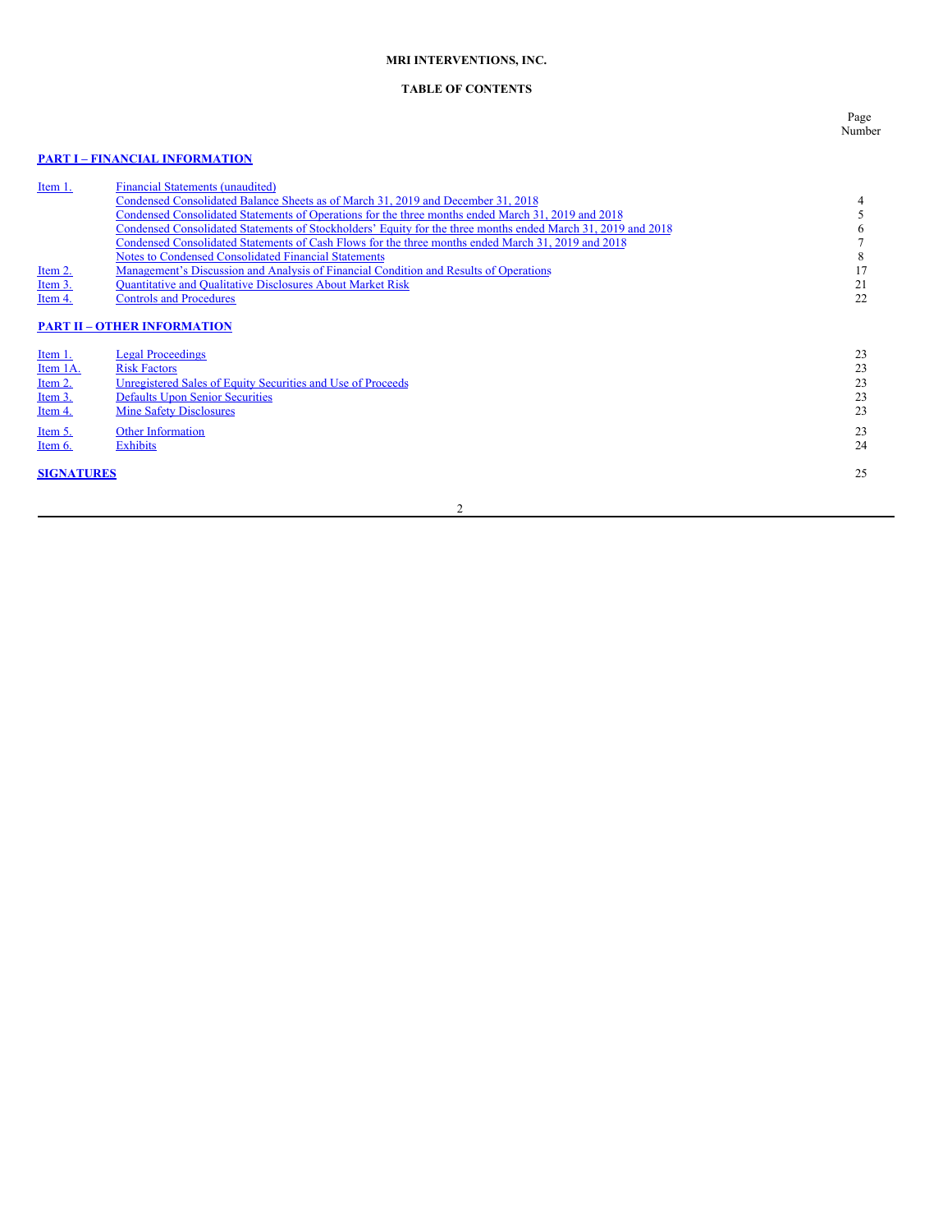**MRI INTERVENTIONS, INC.**

**TABLE OF CONTENTS**

| | | Page Number |
|---|---|---|
| **PART I – FINANCIAL INFORMATION** | | |
| Item 1. | Financial Statements (unaudited) | |
| | Condensed Consolidated Balance Sheets as of March 31, 2019 and December 31, 2018 | 4 |
| | Condensed Consolidated Statements of Operations for the three months ended March 31, 2019 and 2018 | 5 |
| | Condensed Consolidated Statements of Stockholders' Equity for the three months ended March 31, 2019 and 2018 | 6 |
| | Condensed Consolidated Statements of Cash Flows for the three months ended March 31, 2019 and 2018 | 7 |
| | Notes to Condensed Consolidated Financial Statements | 8 |
| Item 2. | Management's Discussion and Analysis of Financial Condition and Results of Operations | 17 |
| Item 3. | Quantitative and Qualitative Disclosures About Market Risk | 21 |
| Item 4. | Controls and Procedures | 22 |
| **PART II – OTHER INFORMATION** | | |
| Item 1. | Legal Proceedings | 23 |
| Item 1A. | Risk Factors | 23 |
| Item 2. | Unregistered Sales of Equity Securities and Use of Proceeds | 23 |
| Item 3. | Defaults Upon Senior Securities | 23 |
| Item 4. | Mine Safety Disclosures | 23 |
| Item 5. | Other Information | 23 |
| Item 6. | Exhibits | 24 |
| **SIGNATURES** | | 25 |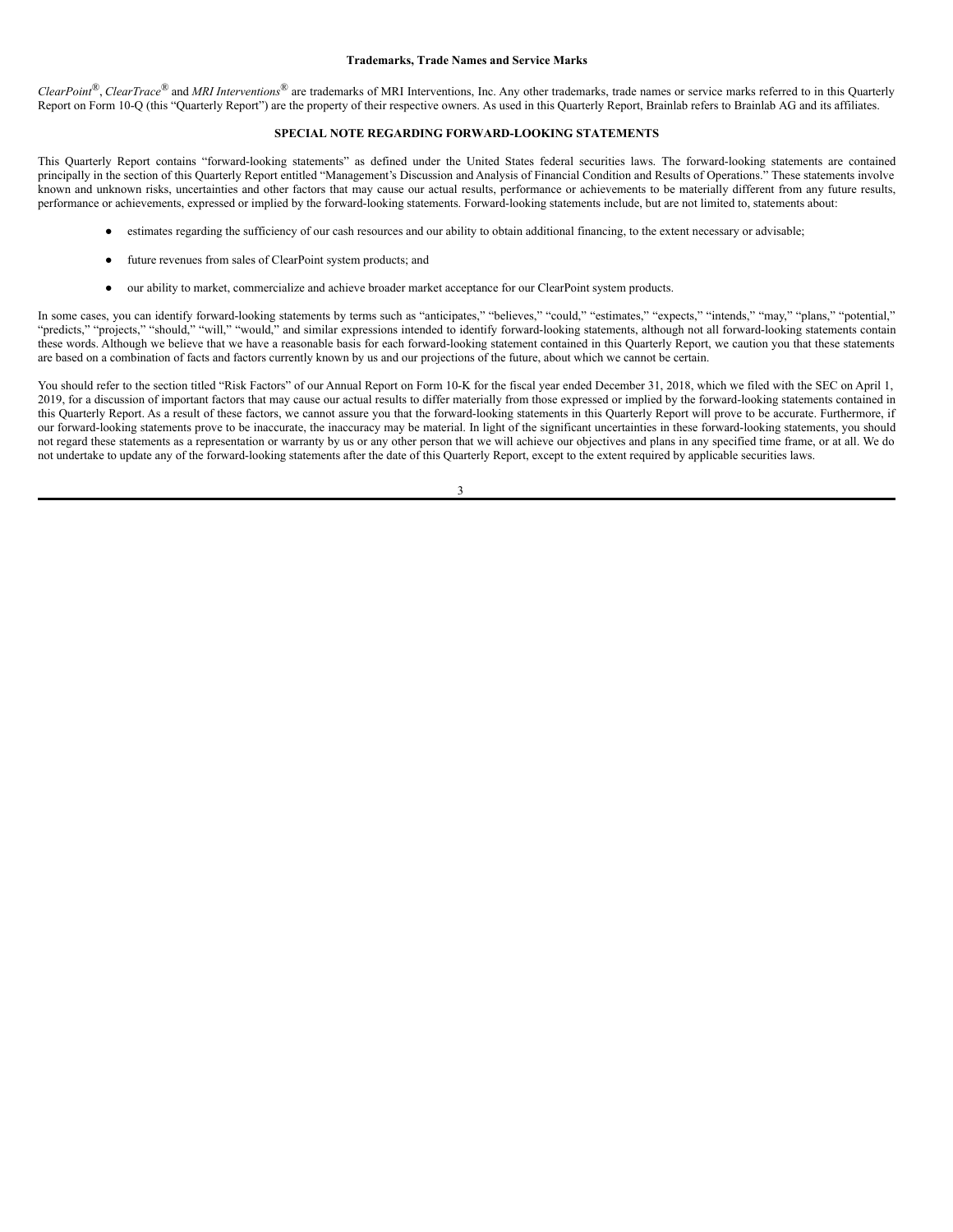**Trademarks, Trade Names and Service Marks**

*ClearPoint*®, *ClearTrace*® and *MRI Interventions*® are trademarks of MRI Interventions, Inc. Any other trademarks, trade names or service marks referred to in this Quarterly Report on Form 10-Q (this "Quarterly Report") are the property of their respective owners. As used in this Quarterly Report, Brainlab refers to Brainlab AG and its affiliates.

**SPECIAL NOTE REGARDING FORWARD-LOOKING STATEMENTS**

This Quarterly Report contains "forward-looking statements" as defined under the United States federal securities laws. The forward-looking statements are contained principally in the section of this Quarterly Report entitled "Management's Discussion and Analysis of Financial Condition and Results of Operations." These statements involve known and unknown risks, uncertainties and other factors that may cause our actual results, performance or achievements to be materially different from any future results, performance or achievements, expressed or implied by the forward-looking statements. Forward-looking statements include, but are not limited to, statements about:

- estimates regarding the sufficiency of our cash resources and our ability to obtain additional financing, to the extent necessary or advisable;
- future revenues from sales of ClearPoint system products; and
- our ability to market, commercialize and achieve broader market acceptance for our ClearPoint system products.

In some cases, you can identify forward-looking statements by terms such as "anticipates," "believes," "could," "estimates," "expects," "intends," "may," "plans," "potential," "predicts," "projects," "should," "will," "would," and similar expressions intended to identify forward-looking statements, although not all forward-looking statements contain these words. Although we believe that we have a reasonable basis for each forward-looking statement contained in this Quarterly Report, we caution you that these statements are based on a combination of facts and factors currently known by us and our projections of the future, about which we cannot be certain.

You should refer to the section titled "Risk Factors" of our Annual Report on Form 10-K for the fiscal year ended December 31, 2018, which we filed with the SEC on April 1, 2019, for a discussion of important factors that may cause our actual results to differ materially from those expressed or implied by the forward-looking statements contained in this Quarterly Report. As a result of these factors, we cannot assure you that the forward-looking statements in this Quarterly Report will prove to be accurate. Furthermore, if our forward-looking statements prove to be inaccurate, the inaccuracy may be material. In light of the significant uncertainties in these forward-looking statements, you should not regard these statements as a representation or warranty by us or any other person that we will achieve our objectives and plans in any specified time frame, or at all. We do not undertake to update any of the forward-looking statements after the date of this Quarterly Report, except to the extent required by applicable securities laws.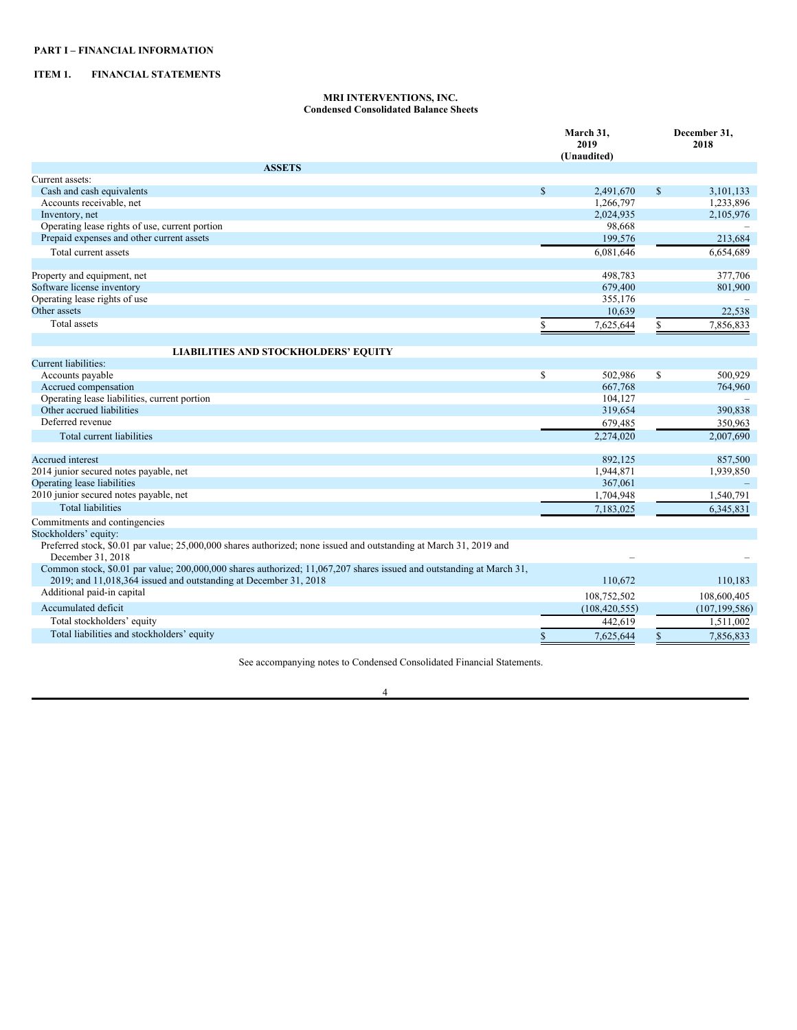**PART I – FINANCIAL INFORMATION**

**ITEM 1. FINANCIAL STATEMENTS**

**MRI INTERVENTIONS, INC.**
**Condensed Consolidated Balance Sheets**

| | March 31, 2019 (Unaudited) | December 31, 2018 |
|---|---|---|
| **ASSETS** | | |
| Current assets: | | |
| Cash and cash equivalents | $ 2,491,670 | $ 3,101,133 |
| Accounts receivable, net | 1,266,797 | 1,233,896 |
| Inventory, net | 2,024,935 | 2,105,976 |
| Operating lease rights of use, current portion | 98,668 | – |
| Prepaid expenses and other current assets | 199,576 | 213,684 |
| Total current assets | 6,081,646 | 6,654,689 |
| | | |
| Property and equipment, net | 498,783 | 377,706 |
| Software license inventory | 679,400 | 801,900 |
| Operating lease rights of use | 355,176 | – |
| Other assets | 10,639 | 22,538 |
| Total assets | $ 7,625,644 | $ 7,856,833 |
| | | |
| **LIABILITIES AND STOCKHOLDERS' EQUITY** | | |
| Current liabilities: | | |
| Accounts payable | $ 502,986 | $ 500,929 |
| Accrued compensation | 667,768 | 764,960 |
| Operating lease liabilities, current portion | 104,127 | – |
| Other accrued liabilities | 319,654 | 390,838 |
| Deferred revenue | 679,485 | 350,963 |
| Total current liabilities | 2,274,020 | 2,007,690 |
| | | |
| Accrued interest | 892,125 | 857,500 |
| 2014 junior secured notes payable, net | 1,944,871 | 1,939,850 |
| Operating lease liabilities | 367,061 | – |
| 2010 junior secured notes payable, net | 1,704,948 | 1,540,791 |
| Total liabilities | 7,183,025 | 6,345,831 |
| Commitments and contingencies | | |
| Stockholders' equity: | | |
| Preferred stock, $0.01 par value; 25,000,000 shares authorized; none issued and outstanding at March 31, 2019 and December 31, 2018 | – | – |
| Common stock, $0.01 par value; 200,000,000 shares authorized; 11,067,207 shares issued and outstanding at March 31, 2019; and 11,018,364 issued and outstanding at December 31, 2018 | 110,672 | 110,183 |
| Additional paid-in capital | 108,752,502 | 108,600,405 |
| Accumulated deficit | (108,420,555) | (107,199,586) |
| Total stockholders' equity | 442,619 | 1,511,002 |
| Total liabilities and stockholders' equity | $ 7,625,644 | $ 7,856,833 |

See accompanying notes to Condensed Consolidated Financial Statements.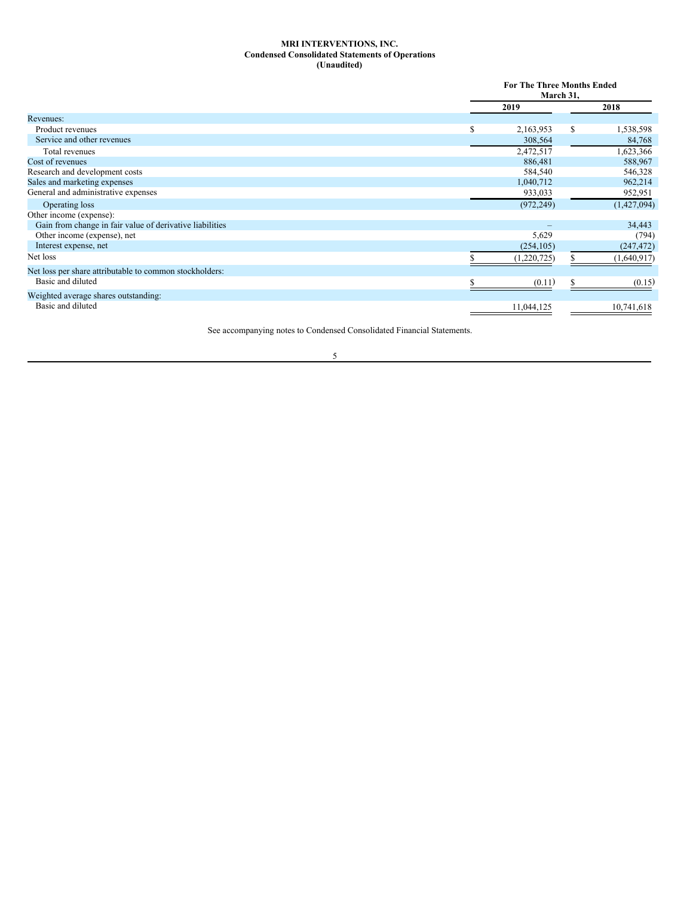**MRI INTERVENTIONS, INC.**
**Condensed Consolidated Statements of Operations**
**(Unaudited)**

| | For The Three Months Ended March 31, | |
|---|---|---|
| | 2019 | 2018 |
| Revenues: | | |
| Product revenues | $ 2,163,953 | $ 1,538,598 |
| Service and other revenues | 308,564 | 84,768 |
| Total revenues | 2,472,517 | 1,623,366 |
| Cost of revenues | 886,481 | 588,967 |
| Research and development costs | 584,540 | 546,328 |
| Sales and marketing expenses | 1,040,712 | 962,214 |
| General and administrative expenses | 933,033 | 952,951 |
| Operating loss | (972,249) | (1,427,094) |
| Other income (expense): | | |
| Gain from change in fair value of derivative liabilities | – | 34,443 |
| Other income (expense), net | 5,629 | (794) |
| Interest expense, net | (254,105) | (247,472) |
| Net loss | $ (1,220,725) | $ (1,640,917) |
| Net loss per share attributable to common stockholders: | | |
| Basic and diluted | $ (0.11) | $ (0.15) |
| Weighted average shares outstanding: | | |
| Basic and diluted | 11,044,125 | 10,741,618 |

See accompanying notes to Condensed Consolidated Financial Statements.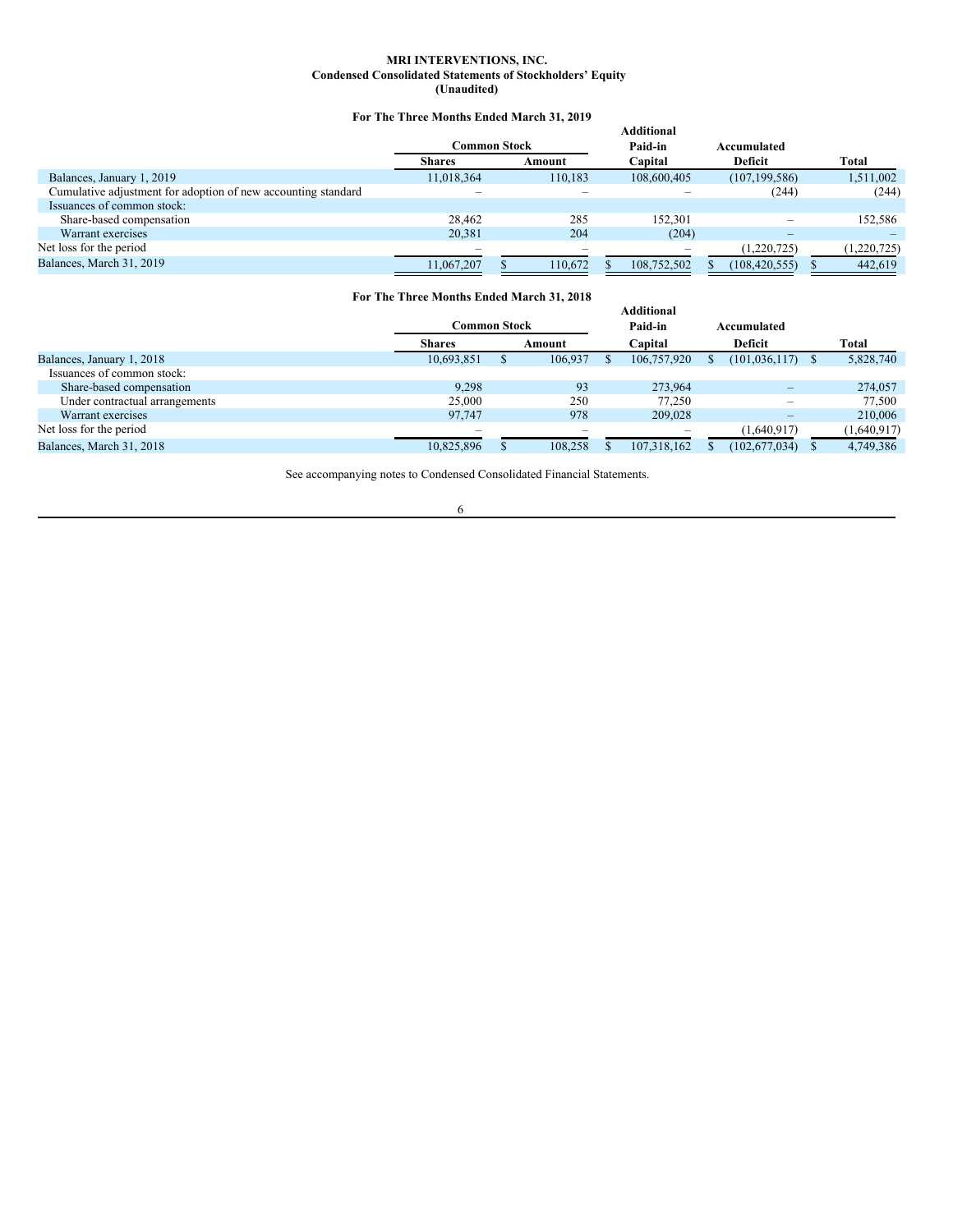**MRI INTERVENTIONS, INC.**
**Condensed Consolidated Statements of Stockholders' Equity**
**(Unaudited)**

**For The Three Months Ended March 31, 2019**

| | Common Stock | | Additional Paid-in | Accumulated | |
|---|---|---|---|---|---|
| | Shares | Amount | Capital | Deficit | Total |
| Balances, January 1, 2019 | 11,018,364 | 110,183 | 108,600,405 | (107,199,586) | 1,511,002 |
| Cumulative adjustment for adoption of new accounting standard | – | – | – | (244) | (244) |
| Issuances of common stock: | | | | | |
| Share-based compensation | 28,462 | 285 | 152,301 | – | 152,586 |
| Warrant exercises | 20,381 | 204 | (204) | – | – |
| Net loss for the period | – | – | – | (1,220,725) | (1,220,725) |
| Balances, March 31, 2019 | 11,067,207 | $ 110,672 | $ 108,752,502 | $ (108,420,555) | $ 442,619 |

**For The Three Months Ended March 31, 2018**

| | Common Stock | | Additional Paid-in | Accumulated | |
|---|---|---|---|---|---|
| | Shares | Amount | Capital | Deficit | Total |
| Balances, January 1, 2018 | 10,693,851 | $ 106,937 | $ 106,757,920 | $ (101,036,117) | $ 5,828,740 |
| Issuances of common stock: | | | | | |
| Share-based compensation | 9,298 | 93 | 273,964 | – | 274,057 |
| Under contractual arrangements | 25,000 | 250 | 77,250 | – | 77,500 |
| Warrant exercises | 97,747 | 978 | 209,028 | – | 210,006 |
| Net loss for the period | – | – | – | (1,640,917) | (1,640,917) |
| Balances, March 31, 2018 | 10,825,896 | $ 108,258 | $ 107,318,162 | $ (102,677,034) | $ 4,749,386 |

See accompanying notes to Condensed Consolidated Financial Statements.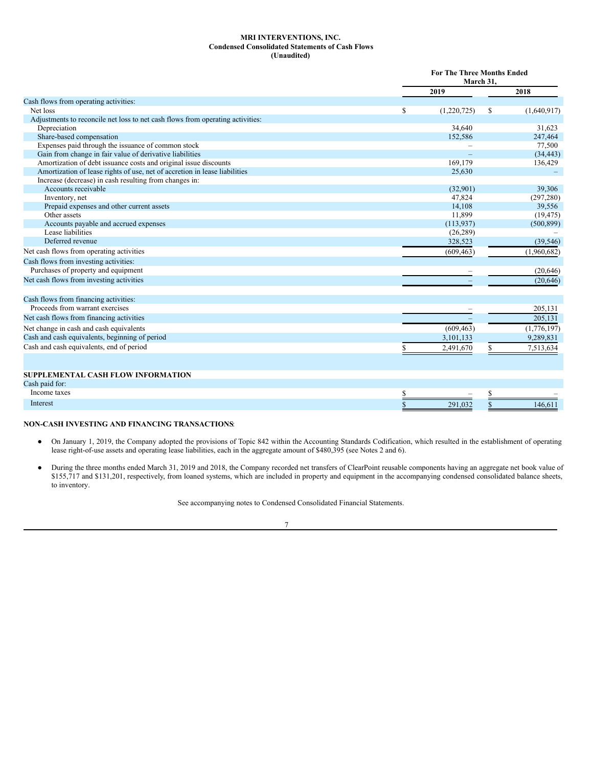**MRI INTERVENTIONS, INC.**
**Condensed Consolidated Statements of Cash Flows**
**(Unaudited)**

| | For The Three Months Ended March 31, | |
|---|---|---|
| | 2019 | 2018 |
| Cash flows from operating activities: | | |
| Net loss | $ (1,220,725) | $ (1,640,917) |
| Adjustments to reconcile net loss to net cash flows from operating activities: | | |
| Depreciation | 34,640 | 31,623 |
| Share-based compensation | 152,586 | 247,464 |
| Expenses paid through the issuance of common stock | – | 77,500 |
| Gain from change in fair value of derivative liabilities | – | (34,443) |
| Amortization of debt issuance costs and original issue discounts | 169,179 | 136,429 |
| Amortization of lease rights of use, net of accretion in lease liabilities | 25,630 | – |
| Increase (decrease) in cash resulting from changes in: | | |
| Accounts receivable | (32,901) | 39,306 |
| Inventory, net | 47,824 | (297,280) |
| Prepaid expenses and other current assets | 14,108 | 39,556 |
| Other assets | 11,899 | (19,475) |
| Accounts payable and accrued expenses | (113,937) | (500,899) |
| Lease liabilities | (26,289) | – |
| Deferred revenue | 328,523 | (39,546) |
| Net cash flows from operating activities | (609,463) | (1,960,682) |
| Cash flows from investing activities: | | |
| Purchases of property and equipment | – | (20,646) |
| Net cash flows from investing activities | – | (20,646) |
| Cash flows from financing activities: | | |
| Proceeds from warrant exercises | – | 205,131 |
| Net cash flows from financing activities | – | 205,131 |
| Net change in cash and cash equivalents | (609,463) | (1,776,197) |
| Cash and cash equivalents, beginning of period | 3,101,133 | 9,289,831 |
| Cash and cash equivalents, end of period | $ 2,491,670 | $ 7,513,634 |
| **SUPPLEMENTAL CASH FLOW INFORMATION** | | |
| Cash paid for: | | |
| Income taxes | $ – | $ – |
| Interest | $ 291,032 | $ 146,611 |

**NON-CASH INVESTING AND FINANCING TRANSACTIONS**:

- On January 1, 2019, the Company adopted the provisions of Topic 842 within the Accounting Standards Codification, which resulted in the establishment of operating lease right-of-use assets and operating lease liabilities, each in the aggregate amount of $480,395 (see Notes 2 and 6).

- During the three months ended March 31, 2019 and 2018, the Company recorded net transfers of ClearPoint reusable components having an aggregate net book value of $155,717 and $131,201, respectively, from loaned systems, which are included in property and equipment in the accompanying condensed consolidated balance sheets, to inventory.

See accompanying notes to Condensed Consolidated Financial Statements.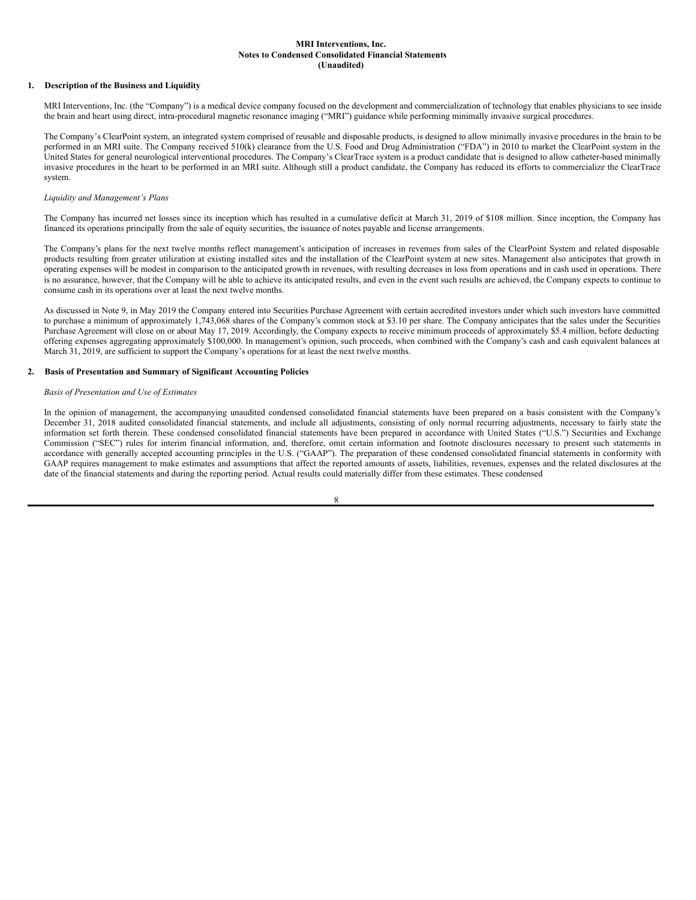**MRI Interventions, Inc.**
**Notes to Condensed Consolidated Financial Statements**
**(Unaudited)**

## 1. Description of the Business and Liquidity

MRI Interventions, Inc. (the "Company") is a medical device company focused on the development and commercialization of technology that enables physicians to see inside the brain and heart using direct, intra-procedural magnetic resonance imaging ("MRI") guidance while performing minimally invasive surgical procedures.

The Company's ClearPoint system, an integrated system comprised of reusable and disposable products, is designed to allow minimally invasive procedures in the brain to be performed in an MRI suite. The Company received 510(k) clearance from the U.S. Food and Drug Administration ("FDA") in 2010 to market the ClearPoint system in the United States for general neurological interventional procedures. The Company's ClearTrace system is a product candidate that is designed to allow catheter-based minimally invasive procedures in the heart to be performed in an MRI suite. Although still a product candidate, the Company has reduced its efforts to commercialize the ClearTrace system.

*Liquidity and Management's Plans*

The Company has incurred net losses since its inception which has resulted in a cumulative deficit at March 31, 2019 of $108 million. Since inception, the Company has financed its operations principally from the sale of equity securities, the issuance of notes payable and license arrangements.

The Company's plans for the next twelve months reflect management's anticipation of increases in revenues from sales of the ClearPoint System and related disposable products resulting from greater utilization at existing installed sites and the installation of the ClearPoint system at new sites. Management also anticipates that growth in operating expenses will be modest in comparison to the anticipated growth in revenues, with resulting decreases in loss from operations and in cash used in operations. There is no assurance, however, that the Company will be able to achieve its anticipated results, and even in the event such results are achieved, the Company expects to continue to consume cash in its operations over at least the next twelve months.

As discussed in Note 9, in May 2019 the Company entered into Securities Purchase Agreement with certain accredited investors under which such investors have committed to purchase a minimum of approximately 1,743,068 shares of the Company's common stock at $3.10 per share. The Company anticipates that the sales under the Securities Purchase Agreement will close on or about May 17, 2019. Accordingly, the Company expects to receive minimum proceeds of approximately $5.4 million, before deducting offering expenses aggregating approximately $100,000. In management's opinion, such proceeds, when combined with the Company's cash and cash equivalent balances at March 31, 2019, are sufficient to support the Company's operations for at least the next twelve months.

## 2. Basis of Presentation and Summary of Significant Accounting Policies

*Basis of Presentation and Use of Estimates*

In the opinion of management, the accompanying unaudited condensed consolidated financial statements have been prepared on a basis consistent with the Company's December 31, 2018 audited consolidated financial statements, and include all adjustments, consisting of only normal recurring adjustments, necessary to fairly state the information set forth therein. These condensed consolidated financial statements have been prepared in accordance with United States ("U.S.") Securities and Exchange Commission ("SEC") rules for interim financial information, and, therefore, omit certain information and footnote disclosures necessary to present such statements in accordance with generally accepted accounting principles in the U.S. ("GAAP"). The preparation of these condensed consolidated financial statements in conformity with GAAP requires management to make estimates and assumptions that affect the reported amounts of assets, liabilities, revenues, expenses and the related disclosures at the date of the financial statements and during the reporting period. Actual results could materially differ from these estimates. These condensed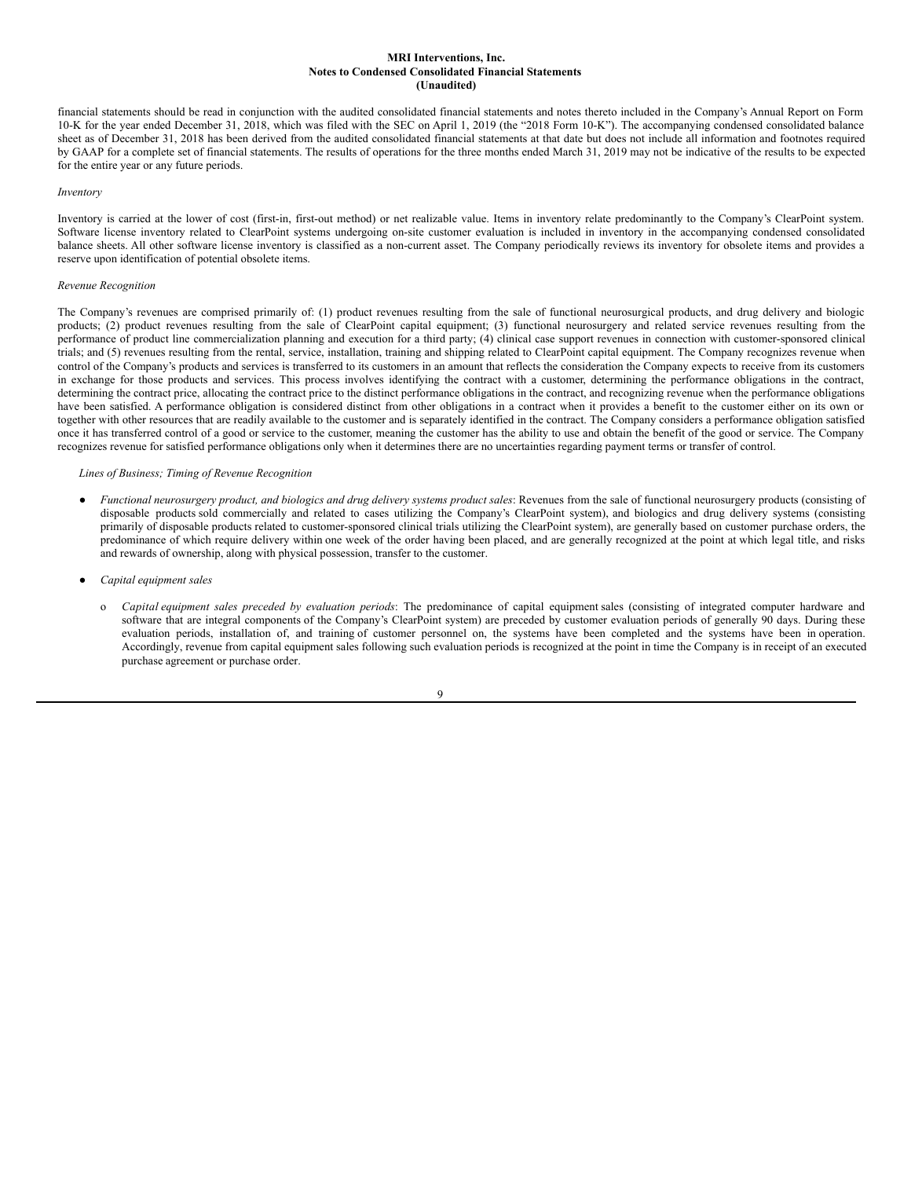financial statements should be read in conjunction with the audited consolidated financial statements and notes thereto included in the Company's Annual Report on Form 10-K for the year ended December 31, 2018, which was filed with the SEC on April 1, 2019 (the "2018 Form 10-K"). The accompanying condensed consolidated balance sheet as of December 31, 2018 has been derived from the audited consolidated financial statements at that date but does not include all information and footnotes required by GAAP for a complete set of financial statements. The results of operations for the three months ended March 31, 2019 may not be indicative of the results to be expected for the entire year or any future periods.

*Inventory*

Inventory is carried at the lower of cost (first-in, first-out method) or net realizable value. Items in inventory relate predominantly to the Company's ClearPoint system. Software license inventory related to ClearPoint systems undergoing on-site customer evaluation is included in inventory in the accompanying condensed consolidated balance sheets. All other software license inventory is classified as a non-current asset. The Company periodically reviews its inventory for obsolete items and provides a reserve upon identification of potential obsolete items.

*Revenue Recognition*

The Company's revenues are comprised primarily of: (1) product revenues resulting from the sale of functional neurosurgical products, and drug delivery and biologic products; (2) product revenues resulting from the sale of ClearPoint capital equipment; (3) functional neurosurgery and related service revenues resulting from the performance of product line commercialization planning and execution for a third party; (4) clinical case support revenues in connection with customer-sponsored clinical trials; and (5) revenues resulting from the rental, service, installation, training and shipping related to ClearPoint capital equipment. The Company recognizes revenue when control of the Company's products and services is transferred to its customers in an amount that reflects the consideration the Company expects to receive from its customers in exchange for those products and services. This process involves identifying the contract with a customer, determining the performance obligations in the contract, determining the contract price, allocating the contract price to the distinct performance obligations in the contract, and recognizing revenue when the performance obligations have been satisfied. A performance obligation is considered distinct from other obligations in a contract when it provides a benefit to the customer either on its own or together with other resources that are readily available to the customer and is separately identified in the contract. The Company considers a performance obligation satisfied once it has transferred control of a good or service to the customer, meaning the customer has the ability to use and obtain the benefit of the good or service. The Company recognizes revenue for satisfied performance obligations only when it determines there are no uncertainties regarding payment terms or transfer of control.

*Lines of Business; Timing of Revenue Recognition*

- *Functional neurosurgery product, and biologics and drug delivery systems product sales*: Revenues from the sale of functional neurosurgery products (consisting of disposable products sold commercially and related to cases utilizing the Company's ClearPoint system), and biologics and drug delivery systems (consisting primarily of disposable products related to customer-sponsored clinical trials utilizing the ClearPoint system), are generally based on customer purchase orders, the predominance of which require delivery within one week of the order having been placed, and are generally recognized at the point at which legal title, and risks and rewards of ownership, along with physical possession, transfer to the customer.

- *Capital equipment sales*

  - *Capital equipment sales preceded by evaluation periods*: The predominance of capital equipment sales (consisting of integrated computer hardware and software that are integral components of the Company's ClearPoint system) are preceded by customer evaluation periods of generally 90 days. During these evaluation periods, installation of, and training of customer personnel on, the systems have been completed and the systems have been in operation. Accordingly, revenue from capital equipment sales following such evaluation periods is recognized at the point in time the Company is in receipt of an executed purchase agreement or purchase order.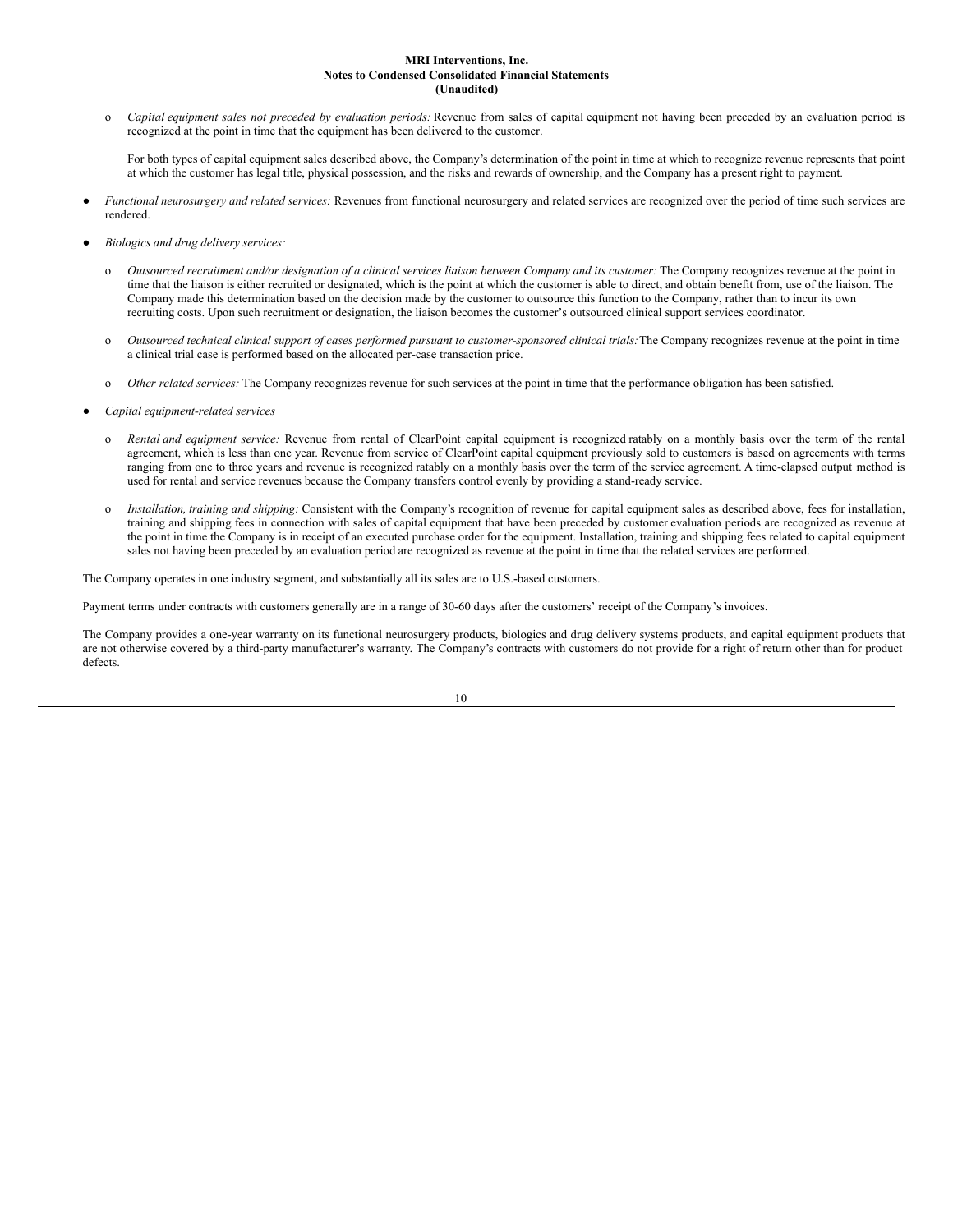- *Capital equipment sales not preceded by evaluation periods:* Revenue from sales of capital equipment not having been preceded by an evaluation period is recognized at the point in time that the equipment has been delivered to the customer.

  For both types of capital equipment sales described above, the Company's determination of the point in time at which to recognize revenue represents that point at which the customer has legal title, physical possession, and the risks and rewards of ownership, and the Company has a present right to payment.

- *Functional neurosurgery and related services:* Revenues from functional neurosurgery and related services are recognized over the period of time such services are rendered.

- *Biologics and drug delivery services:*

  - *Outsourced recruitment and/or designation of a clinical services liaison between Company and its customer:* The Company recognizes revenue at the point in time that the liaison is either recruited or designated, which is the point at which the customer is able to direct, and obtain benefit from, use of the liaison. The Company made this determination based on the decision made by the customer to outsource this function to the Company, rather than to incur its own recruiting costs. Upon such recruitment or designation, the liaison becomes the customer's outsourced clinical support services coordinator.

  - *Outsourced technical clinical support of cases performed pursuant to customer-sponsored clinical trials:* The Company recognizes revenue at the point in time a clinical trial case is performed based on the allocated per-case transaction price.

  - *Other related services:* The Company recognizes revenue for such services at the point in time that the performance obligation has been satisfied.

- *Capital equipment-related services*

  - *Rental and equipment service:* Revenue from rental of ClearPoint capital equipment is recognized ratably on a monthly basis over the term of the rental agreement, which is less than one year. Revenue from service of ClearPoint capital equipment previously sold to customers is based on agreements with terms ranging from one to three years and revenue is recognized ratably on a monthly basis over the term of the service agreement. A time-elapsed output method is used for rental and service revenues because the Company transfers control evenly by providing a stand-ready service.

  - *Installation, training and shipping:* Consistent with the Company's recognition of revenue for capital equipment sales as described above, fees for installation, training and shipping fees in connection with sales of capital equipment that have been preceded by customer evaluation periods are recognized as revenue at the point in time the Company is in receipt of an executed purchase order for the equipment. Installation, training and shipping fees related to capital equipment sales not having been preceded by an evaluation period are recognized as revenue at the point in time that the related services are performed.

The Company operates in one industry segment, and substantially all its sales are to U.S.-based customers.

Payment terms under contracts with customers generally are in a range of 30-60 days after the customers' receipt of the Company's invoices.

The Company provides a one-year warranty on its functional neurosurgery products, biologics and drug delivery systems products, and capital equipment products that are not otherwise covered by a third-party manufacturer's warranty. The Company's contracts with customers do not provide for a right of return other than for product defects.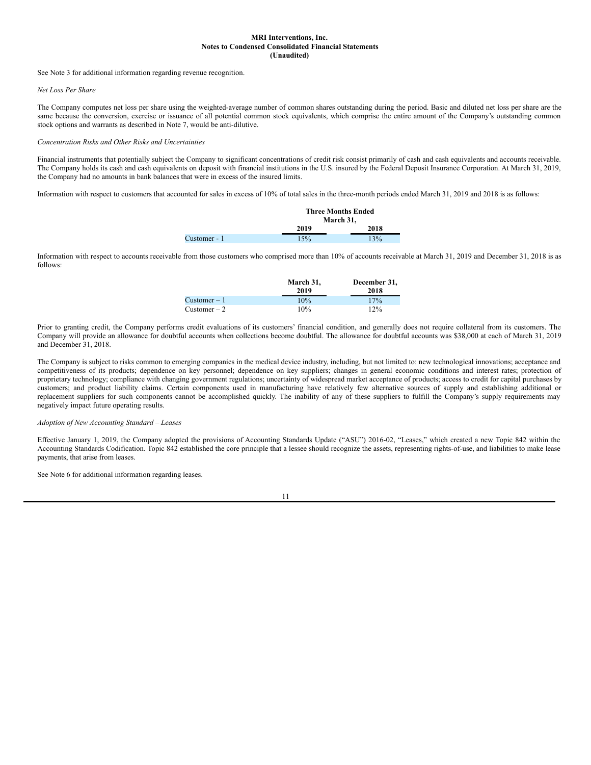**MRI Interventions, Inc.**
**Notes to Condensed Consolidated Financial Statements**
**(Unaudited)**

See Note 3 for additional information regarding revenue recognition.

*Net Loss Per Share*

The Company computes net loss per share using the weighted-average number of common shares outstanding during the period. Basic and diluted net loss per share are the same because the conversion, exercise or issuance of all potential common stock equivalents, which comprise the entire amount of the Company's outstanding common stock options and warrants as described in Note 7, would be anti-dilutive.

*Concentration Risks and Other Risks and Uncertainties*

Financial instruments that potentially subject the Company to significant concentrations of credit risk consist primarily of cash and cash equivalents and accounts receivable. The Company holds its cash and cash equivalents on deposit with financial institutions in the U.S. insured by the Federal Deposit Insurance Corporation. At March 31, 2019, the Company had no amounts in bank balances that were in excess of the insured limits.

Information with respect to customers that accounted for sales in excess of 10% of total sales in the three-month periods ended March 31, 2019 and 2018 is as follows:

| | Three Months Ended March 31, | |
|---|---|---|
| | 2019 | 2018 |
| Customer - 1 | 15% | 13% |

Information with respect to accounts receivable from those customers who comprised more than 10% of accounts receivable at March 31, 2019 and December 31, 2018 is as follows:

| | March 31, 2019 | December 31, 2018 |
|---|---|---|
| Customer – 1 | 10% | 17% |
| Customer – 2 | 10% | 12% |

Prior to granting credit, the Company performs credit evaluations of its customers' financial condition, and generally does not require collateral from its customers. The Company will provide an allowance for doubtful accounts when collections become doubtful. The allowance for doubtful accounts was $38,000 at each of March 31, 2019 and December 31, 2018.

The Company is subject to risks common to emerging companies in the medical device industry, including, but not limited to: new technological innovations; acceptance and competitiveness of its products; dependence on key personnel; dependence on key suppliers; changes in general economic conditions and interest rates; protection of proprietary technology; compliance with changing government regulations; uncertainty of widespread market acceptance of products; access to credit for capital purchases by customers; and product liability claims. Certain components used in manufacturing have relatively few alternative sources of supply and establishing additional or replacement suppliers for such components cannot be accomplished quickly. The inability of any of these suppliers to fulfill the Company's supply requirements may negatively impact future operating results.

*Adoption of New Accounting Standard – Leases*

Effective January 1, 2019, the Company adopted the provisions of Accounting Standards Update ("ASU") 2016-02, "Leases," which created a new Topic 842 within the Accounting Standards Codification. Topic 842 established the core principle that a lessee should recognize the assets, representing rights-of-use, and liabilities to make lease payments, that arise from leases.

See Note 6 for additional information regarding leases.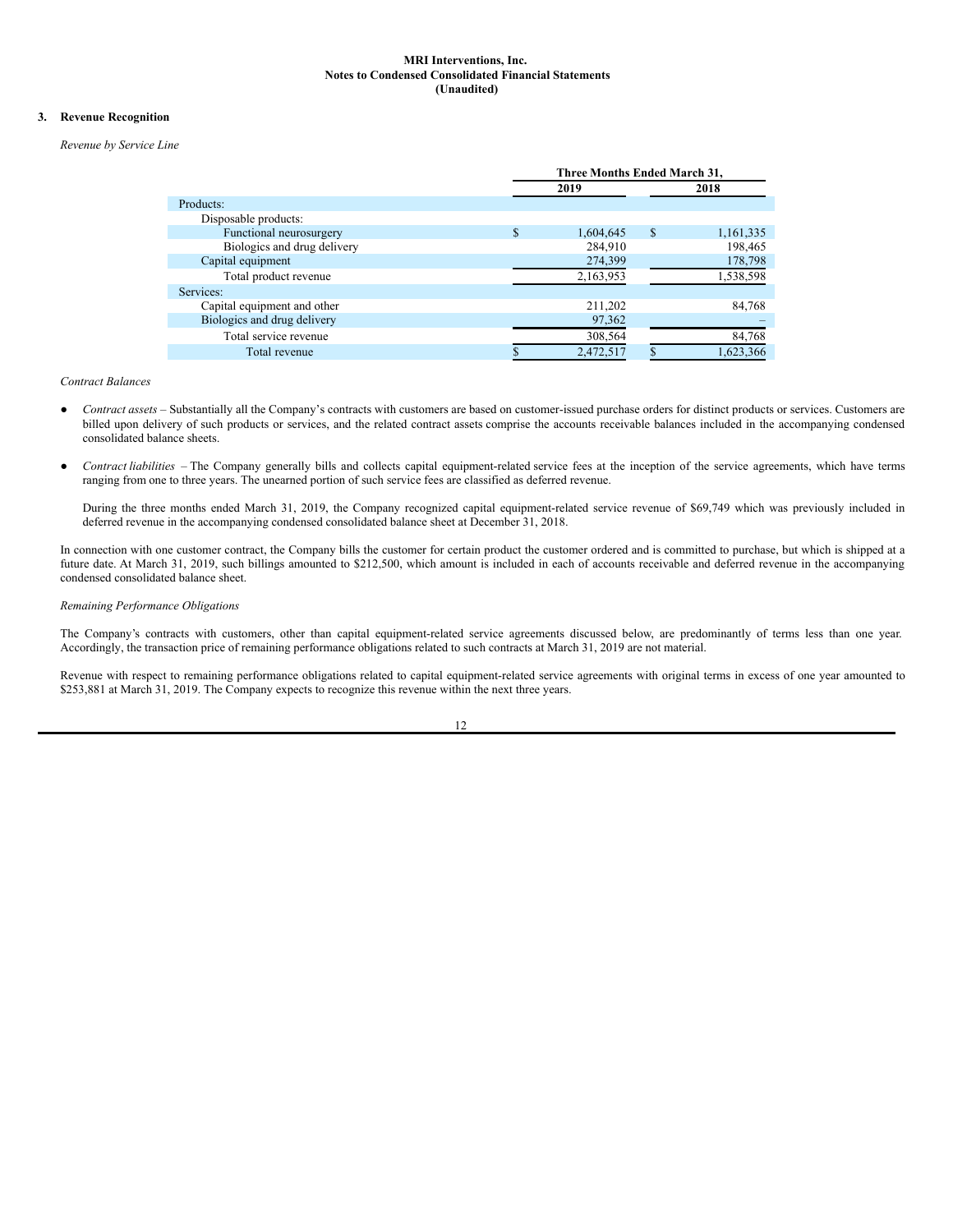**MRI Interventions, Inc.**
**Notes to Condensed Consolidated Financial Statements**
**(Unaudited)**

## 3. Revenue Recognition

*Revenue by Service Line*

| | Three Months Ended March 31, | |
|---|---|---|
| | 2019 | 2018 |
| Products: | | |
| Disposable products: | | |
| Functional neurosurgery | $ 1,604,645 | $ 1,161,335 |
| Biologics and drug delivery | 284,910 | 198,465 |
| Capital equipment | 274,399 | 178,798 |
| Total product revenue | 2,163,953 | 1,538,598 |
| Services: | | |
| Capital equipment and other | 211,202 | 84,768 |
| Biologics and drug delivery | 97,362 | – |
| Total service revenue | 308,564 | 84,768 |
| Total revenue | $ 2,472,517 | $ 1,623,366 |

*Contract Balances*

- *Contract assets* – Substantially all the Company's contracts with customers are based on customer-issued purchase orders for distinct products or services. Customers are billed upon delivery of such products or services, and the related contract assets comprise the accounts receivable balances included in the accompanying condensed consolidated balance sheets.

- *Contract liabilities* – The Company generally bills and collects capital equipment-related service fees at the inception of the service agreements, which have terms ranging from one to three years. The unearned portion of such service fees are classified as deferred revenue.

  During the three months ended March 31, 2019, the Company recognized capital equipment-related service revenue of $69,749 which was previously included in deferred revenue in the accompanying condensed consolidated balance sheet at December 31, 2018.

In connection with one customer contract, the Company bills the customer for certain product the customer ordered and is committed to purchase, but which is shipped at a future date. At March 31, 2019, such billings amounted to $212,500, which amount is included in each of accounts receivable and deferred revenue in the accompanying condensed consolidated balance sheet.

*Remaining Performance Obligations*

The Company's contracts with customers, other than capital equipment-related service agreements discussed below, are predominantly of terms less than one year. Accordingly, the transaction price of remaining performance obligations related to such contracts at March 31, 2019 are not material.

Revenue with respect to remaining performance obligations related to capital equipment-related service agreements with original terms in excess of one year amounted to $253,881 at March 31, 2019. The Company expects to recognize this revenue within the next three years.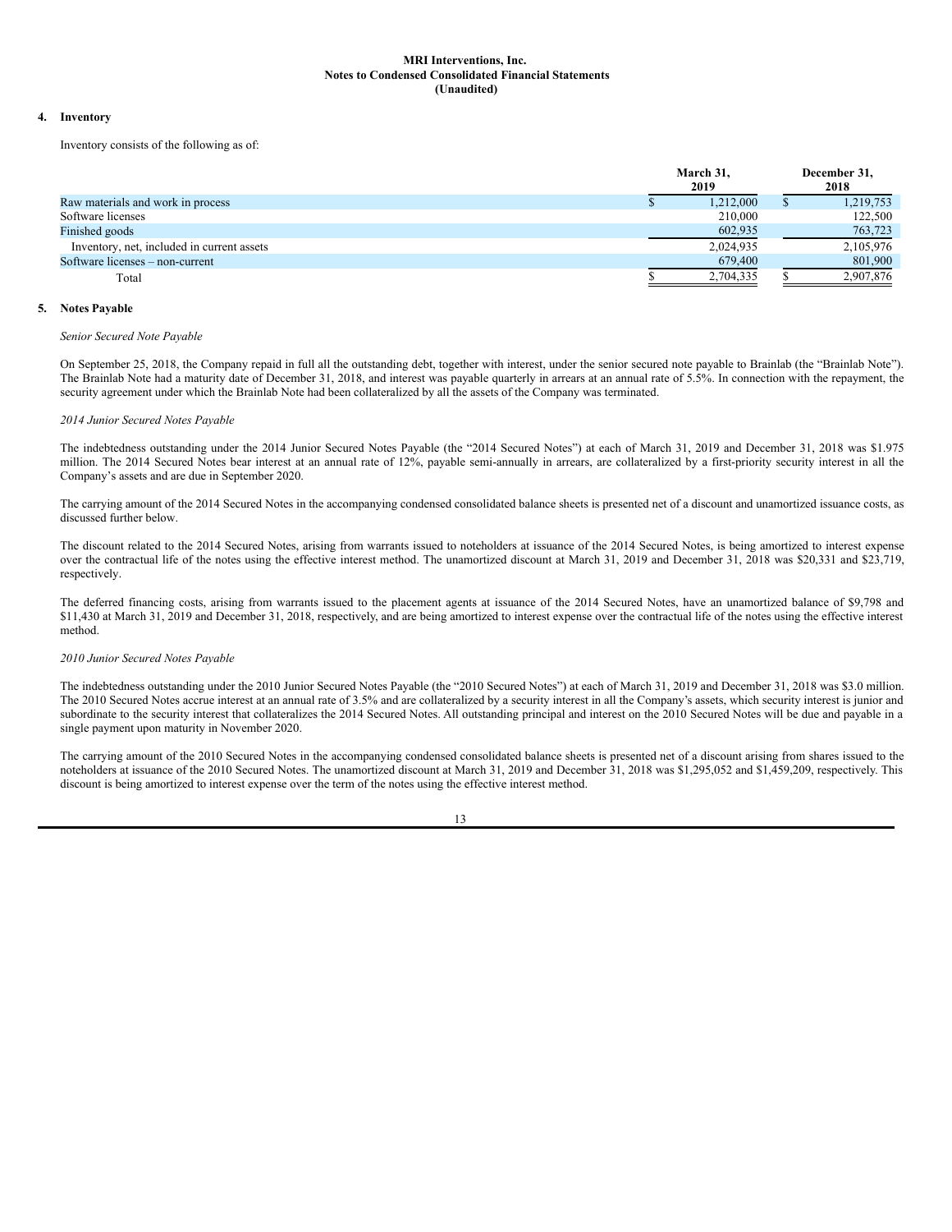**MRI Interventions, Inc.**
**Notes to Condensed Consolidated Financial Statements**
**(Unaudited)**

## 4. Inventory

Inventory consists of the following as of:

| | March 31, 2019 | December 31, 2018 |
|---|---|---|
| Raw materials and work in process | $ 1,212,000 | $ 1,219,753 |
| Software licenses | 210,000 | 122,500 |
| Finished goods | 602,935 | 763,723 |
| Inventory, net, included in current assets | 2,024,935 | 2,105,976 |
| Software licenses – non-current | 679,400 | 801,900 |
| Total | $ 2,704,335 | $ 2,907,876 |

## 5. Notes Payable

*Senior Secured Note Payable*

On September 25, 2018, the Company repaid in full all the outstanding debt, together with interest, under the senior secured note payable to Brainlab (the "Brainlab Note"). The Brainlab Note had a maturity date of December 31, 2018, and interest was payable quarterly in arrears at an annual rate of 5.5%. In connection with the repayment, the security agreement under which the Brainlab Note had been collateralized by all the assets of the Company was terminated.

*2014 Junior Secured Notes Payable*

The indebtedness outstanding under the 2014 Junior Secured Notes Payable (the "2014 Secured Notes") at each of March 31, 2019 and December 31, 2018 was $1.975 million. The 2014 Secured Notes bear interest at an annual rate of 12%, payable semi-annually in arrears, are collateralized by a first-priority security interest in all the Company's assets and are due in September 2020.

The carrying amount of the 2014 Secured Notes in the accompanying condensed consolidated balance sheets is presented net of a discount and unamortized issuance costs, as discussed further below.

The discount related to the 2014 Secured Notes, arising from warrants issued to noteholders at issuance of the 2014 Secured Notes, is being amortized to interest expense over the contractual life of the notes using the effective interest method. The unamortized discount at March 31, 2019 and December 31, 2018 was $20,331 and $23,719, respectively.

The deferred financing costs, arising from warrants issued to the placement agents at issuance of the 2014 Secured Notes, have an unamortized balance of $9,798 and $11,430 at March 31, 2019 and December 31, 2018, respectively, and are being amortized to interest expense over the contractual life of the notes using the effective interest method.

*2010 Junior Secured Notes Payable*

The indebtedness outstanding under the 2010 Junior Secured Notes Payable (the "2010 Secured Notes") at each of March 31, 2019 and December 31, 2018 was $3.0 million. The 2010 Secured Notes accrue interest at an annual rate of 3.5% and are collateralized by a security interest in all the Company's assets, which security interest is junior and subordinate to the security interest that collateralizes the 2014 Secured Notes. All outstanding principal and interest on the 2010 Secured Notes will be due and payable in a single payment upon maturity in November 2020.

The carrying amount of the 2010 Secured Notes in the accompanying condensed consolidated balance sheets is presented net of a discount arising from shares issued to the noteholders at issuance of the 2010 Secured Notes. The unamortized discount at March 31, 2019 and December 31, 2018 was $1,295,052 and $1,459,209, respectively. This discount is being amortized to interest expense over the term of the notes using the effective interest method.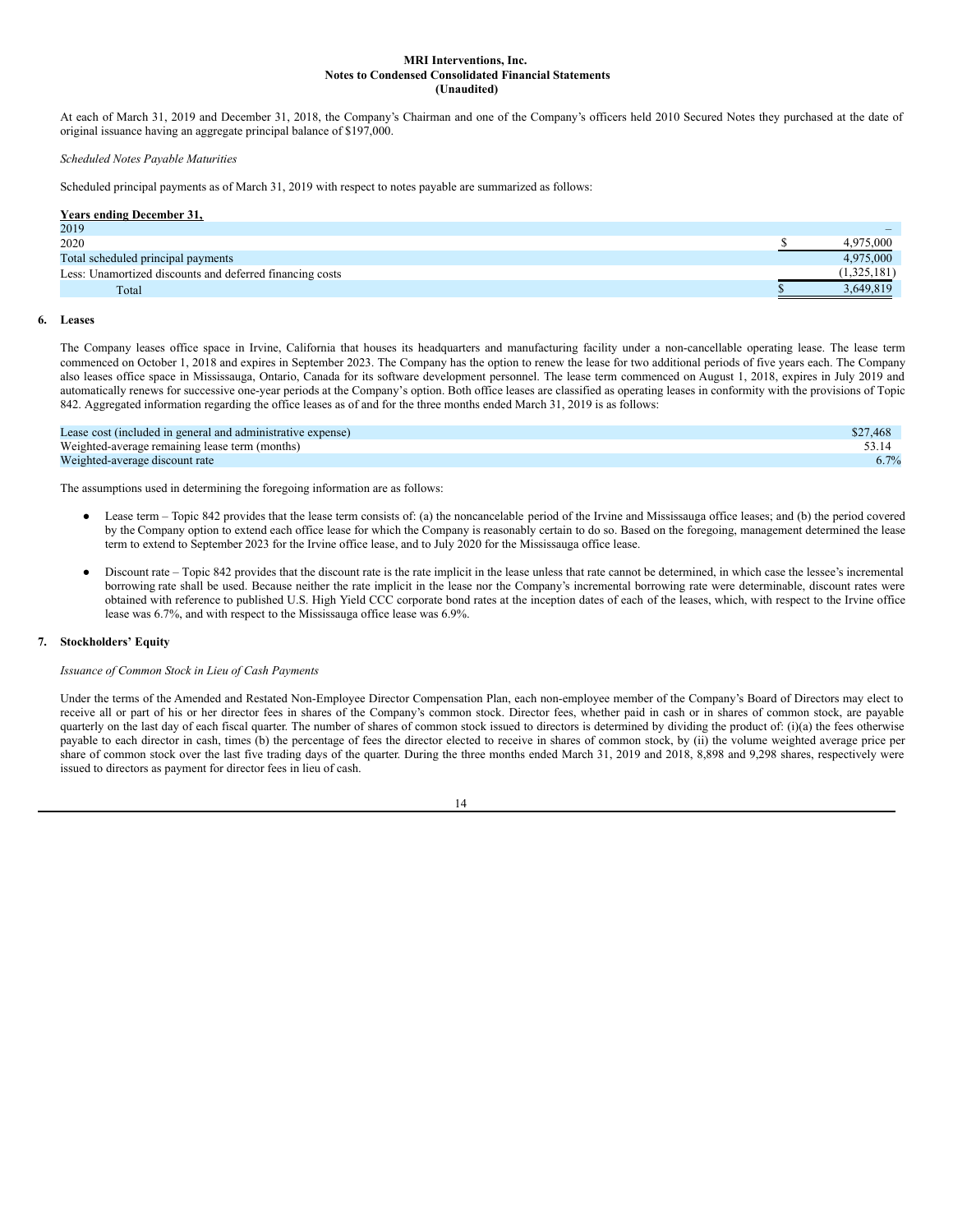At each of March 31, 2019 and December 31, 2018, the Company's Chairman and one of the Company's officers held 2010 Secured Notes they purchased at the date of original issuance having an aggregate principal balance of $197,000.

*Scheduled Notes Payable Maturities*

Scheduled principal payments as of March 31, 2019 with respect to notes payable are summarized as follows:

| Years ending December 31, | |
|---|---|
| 2019 | – |
| 2020 | $ 4,975,000 |
| Total scheduled principal payments | 4,975,000 |
| Less: Unamortized discounts and deferred financing costs | (1,325,181) |
| Total | $ 3,649,819 |

## 6. Leases

The Company leases office space in Irvine, California that houses its headquarters and manufacturing facility under a non-cancellable operating lease. The lease term commenced on October 1, 2018 and expires in September 2023. The Company has the option to renew the lease for two additional periods of five years each. The Company also leases office space in Mississauga, Ontario, Canada for its software development personnel. The lease term commenced on August 1, 2018, expires in July 2019 and automatically renews for successive one-year periods at the Company's option. Both office leases are classified as operating leases in conformity with the provisions of Topic 842. Aggregated information regarding the office leases as of and for the three months ended March 31, 2019 is as follows:

| | |
|---|---|
| Lease cost (included in general and administrative expense) | $27,468 |
| Weighted-average remaining lease term (months) | 53.14 |
| Weighted-average discount rate | 6.7% |

The assumptions used in determining the foregoing information are as follows:

- Lease term – Topic 842 provides that the lease term consists of: (a) the noncancelable period of the Irvine and Mississauga office leases; and (b) the period covered by the Company option to extend each office lease for which the Company is reasonably certain to do so. Based on the foregoing, management determined the lease term to extend to September 2023 for the Irvine office lease, and to July 2020 for the Mississauga office lease.

- Discount rate – Topic 842 provides that the discount rate is the rate implicit in the lease unless that rate cannot be determined, in which case the lessee's incremental borrowing rate shall be used. Because neither the rate implicit in the lease nor the Company's incremental borrowing rate were determinable, discount rates were obtained with reference to published U.S. High Yield CCC corporate bond rates at the inception dates of each of the leases, which, with respect to the Irvine office lease was 6.7%, and with respect to the Mississauga office lease was 6.9%.

## 7. Stockholders' Equity

*Issuance of Common Stock in Lieu of Cash Payments*

Under the terms of the Amended and Restated Non-Employee Director Compensation Plan, each non-employee member of the Company's Board of Directors may elect to receive all or part of his or her director fees in shares of the Company's common stock. Director fees, whether paid in cash or in shares of common stock, are payable quarterly on the last day of each fiscal quarter. The number of shares of common stock issued to directors is determined by dividing the product of: (i)(a) the fees otherwise payable to each director in cash, times (b) the percentage of fees the director elected to receive in shares of common stock, by (ii) the volume weighted average price per share of common stock over the last five trading days of the quarter. During the three months ended March 31, 2019 and 2018, 8,898 and 9,298 shares, respectively were issued to directors as payment for director fees in lieu of cash.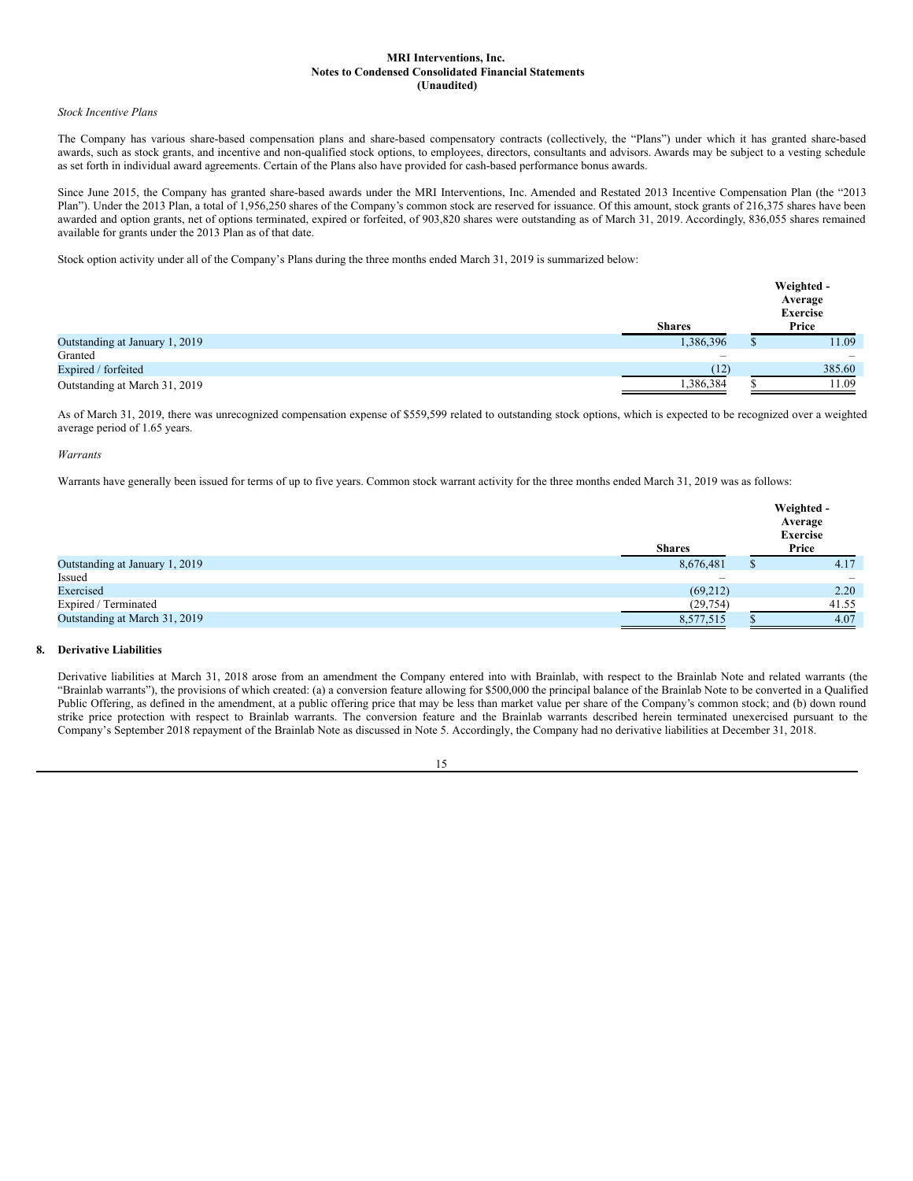*Stock Incentive Plans*

The Company has various share-based compensation plans and share-based compensatory contracts (collectively, the "Plans") under which it has granted share-based awards, such as stock grants, and incentive and non-qualified stock options, to employees, directors, consultants and advisors. Awards may be subject to a vesting schedule as set forth in individual award agreements. Certain of the Plans also have provided for cash-based performance bonus awards.

Since June 2015, the Company has granted share-based awards under the MRI Interventions, Inc. Amended and Restated 2013 Incentive Compensation Plan (the "2013 Plan"). Under the 2013 Plan, a total of 1,956,250 shares of the Company's common stock are reserved for issuance. Of this amount, stock grants of 216,375 shares have been awarded and option grants, net of options terminated, expired or forfeited, of 903,820 shares were outstanding as of March 31, 2019. Accordingly, 836,055 shares remained available for grants under the 2013 Plan as of that date.

Stock option activity under all of the Company's Plans during the three months ended March 31, 2019 is summarized below:

| | Shares | Weighted - Average Exercise Price |
|---|---|---|
| Outstanding at January 1, 2019 | 1,386,396 | $ 11.09 |
| Granted | – | – |
| Expired / forfeited | (12) | 385.60 |
| Outstanding at March 31, 2019 | 1,386,384 | $ 11.09 |

As of March 31, 2019, there was unrecognized compensation expense of $559,599 related to outstanding stock options, which is expected to be recognized over a weighted average period of 1.65 years.

*Warrants*

Warrants have generally been issued for terms of up to five years. Common stock warrant activity for the three months ended March 31, 2019 was as follows:

| | Shares | Weighted - Average Exercise Price |
|---|---|---|
| Outstanding at January 1, 2019 | 8,676,481 | $ 4.17 |
| Issued | – | – |
| Exercised | (69,212) | 2.20 |
| Expired / Terminated | (29,754) | 41.55 |
| Outstanding at March 31, 2019 | 8,577,515 | $ 4.07 |

## 8. Derivative Liabilities

Derivative liabilities at March 31, 2018 arose from an amendment the Company entered into with Brainlab, with respect to the Brainlab Note and related warrants (the "Brainlab warrants"), the provisions of which created: (a) a conversion feature allowing for $500,000 the principal balance of the Brainlab Note to be converted in a Qualified Public Offering, as defined in the amendment, at a public offering price that may be less than market value per share of the Company's common stock; and (b) down round strike price protection with respect to Brainlab warrants. The conversion feature and the Brainlab warrants described herein terminated unexercised pursuant to the Company's September 2018 repayment of the Brainlab Note as discussed in Note 5. Accordingly, the Company had no derivative liabilities at December 31, 2018.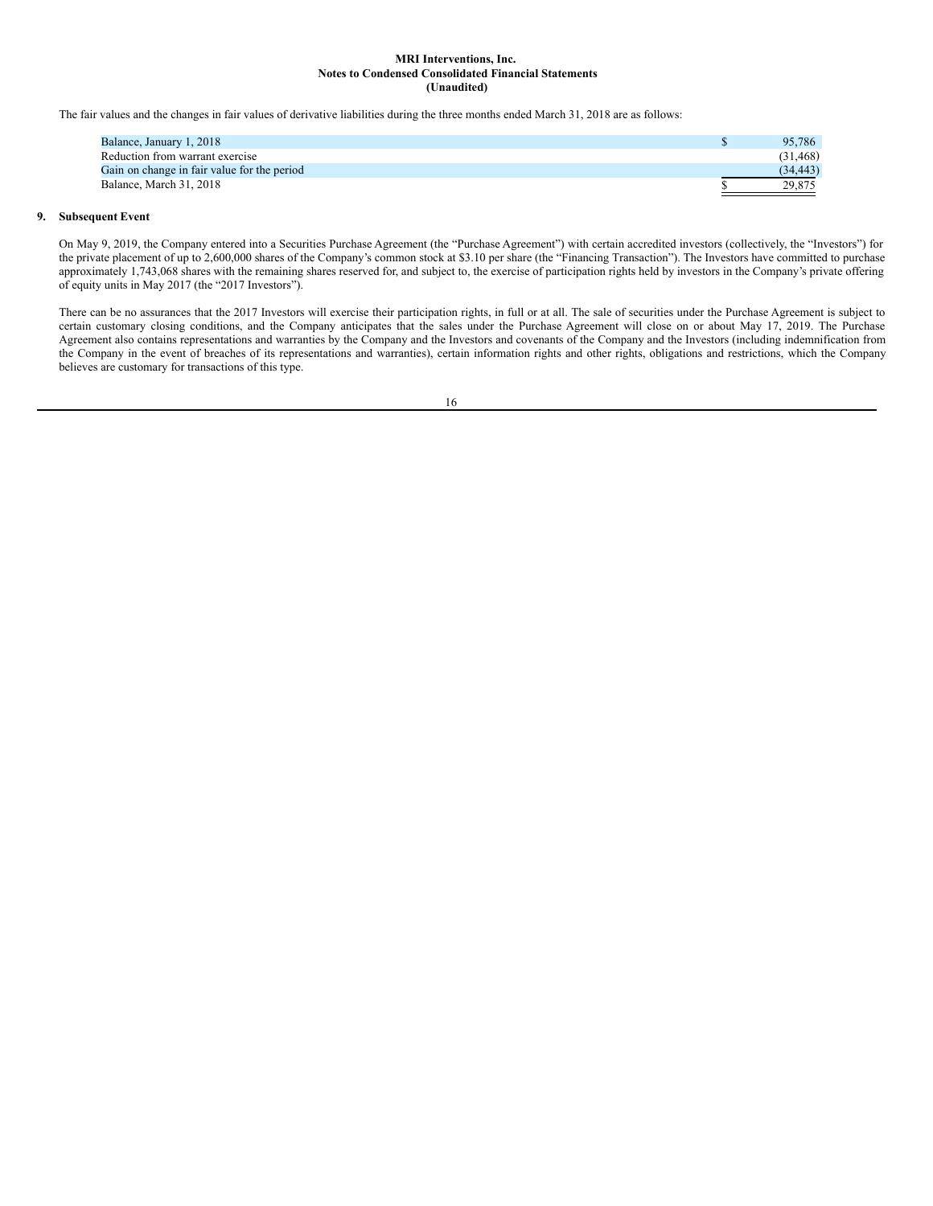The fair values and the changes in fair values of derivative liabilities during the three months ended March 31, 2018 are as follows:

| | |
|---|---|
| Balance, January 1, 2018 | $ 95,786 |
| Reduction from warrant exercise | (31,468) |
| Gain on change in fair value for the period | (34,443) |
| Balance, March 31, 2018 | $ 29,875 |

**9. Subsequent Event**

On May 9, 2019, the Company entered into a Securities Purchase Agreement (the "Purchase Agreement") with certain accredited investors (collectively, the "Investors") for the private placement of up to 2,600,000 shares of the Company's common stock at $3.10 per share (the "Financing Transaction"). The Investors have committed to purchase approximately 1,743,068 shares with the remaining shares reserved for, and subject to, the exercise of participation rights held by investors in the Company's private offering of equity units in May 2017 (the "2017 Investors").

There can be no assurances that the 2017 Investors will exercise their participation rights, in full or at all. The sale of securities under the Purchase Agreement is subject to certain customary closing conditions, and the Company anticipates that the sales under the Purchase Agreement will close on or about May 17, 2019. The Purchase Agreement also contains representations and warranties by the Company and the Investors and covenants of the Company and the Investors (including indemnification from the Company in the event of breaches of its representations and warranties), certain information rights and other rights, obligations and restrictions, which the Company believes are customary for transactions of this type.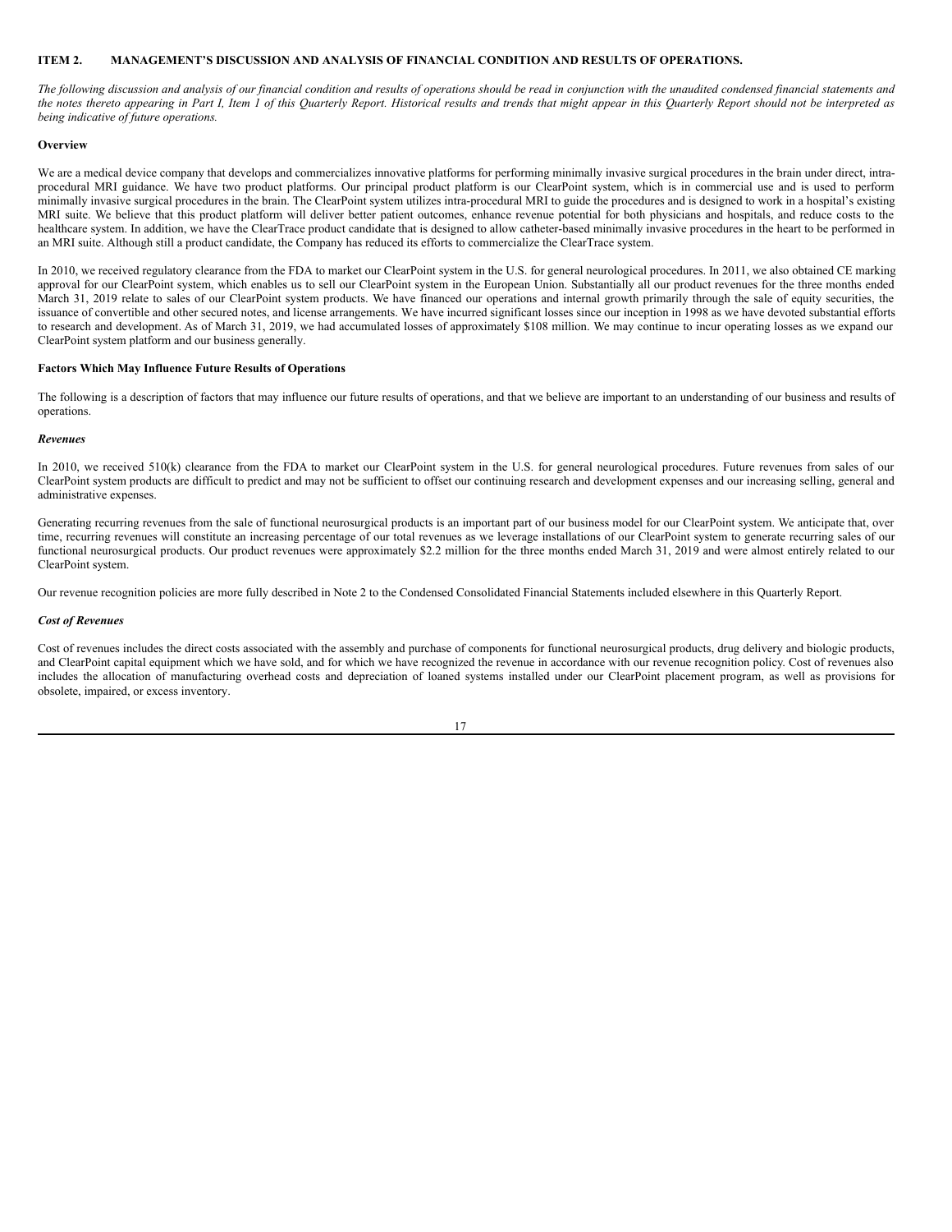## ITEM 2. MANAGEMENT'S DISCUSSION AND ANALYSIS OF FINANCIAL CONDITION AND RESULTS OF OPERATIONS.

*The following discussion and analysis of our financial condition and results of operations should be read in conjunction with the unaudited condensed financial statements and the notes thereto appearing in Part I, Item 1 of this Quarterly Report. Historical results and trends that might appear in this Quarterly Report should not be interpreted as being indicative of future operations.*

**Overview**

We are a medical device company that develops and commercializes innovative platforms for performing minimally invasive surgical procedures in the brain under direct, intra-procedural MRI guidance. We have two product platforms. Our principal product platform is our ClearPoint system, which is in commercial use and is used to perform minimally invasive surgical procedures in the brain. The ClearPoint system utilizes intra-procedural MRI to guide the procedures and is designed to work in a hospital's existing MRI suite. We believe that this product platform will deliver better patient outcomes, enhance revenue potential for both physicians and hospitals, and reduce costs to the healthcare system. In addition, we have the ClearTrace product candidate that is designed to allow catheter-based minimally invasive procedures in the heart to be performed in an MRI suite. Although still a product candidate, the Company has reduced its efforts to commercialize the ClearTrace system.

In 2010, we received regulatory clearance from the FDA to market our ClearPoint system in the U.S. for general neurological procedures. In 2011, we also obtained CE marking approval for our ClearPoint system, which enables us to sell our ClearPoint system in the European Union. Substantially all our product revenues for the three months ended March 31, 2019 relate to sales of our ClearPoint system products. We have financed our operations and internal growth primarily through the sale of equity securities, the issuance of convertible and other secured notes, and license arrangements. We have incurred significant losses since our inception in 1998 as we have devoted substantial efforts to research and development. As of March 31, 2019, we had accumulated losses of approximately $108 million. We may continue to incur operating losses as we expand our ClearPoint system platform and our business generally.

**Factors Which May Influence Future Results of Operations**

The following is a description of factors that may influence our future results of operations, and that we believe are important to an understanding of our business and results of operations.

***Revenues***

In 2010, we received 510(k) clearance from the FDA to market our ClearPoint system in the U.S. for general neurological procedures. Future revenues from sales of our ClearPoint system products are difficult to predict and may not be sufficient to offset our continuing research and development expenses and our increasing selling, general and administrative expenses.

Generating recurring revenues from the sale of functional neurosurgical products is an important part of our business model for our ClearPoint system. We anticipate that, over time, recurring revenues will constitute an increasing percentage of our total revenues as we leverage installations of our ClearPoint system to generate recurring sales of our functional neurosurgical products. Our product revenues were approximately $2.2 million for the three months ended March 31, 2019 and were almost entirely related to our ClearPoint system.

Our revenue recognition policies are more fully described in Note 2 to the Condensed Consolidated Financial Statements included elsewhere in this Quarterly Report.

***Cost of Revenues***

Cost of revenues includes the direct costs associated with the assembly and purchase of components for functional neurosurgical products, drug delivery and biologic products, and ClearPoint capital equipment which we have sold, and for which we have recognized the revenue in accordance with our revenue recognition policy. Cost of revenues also includes the allocation of manufacturing overhead costs and depreciation of loaned systems installed under our ClearPoint placement program, as well as provisions for obsolete, impaired, or excess inventory.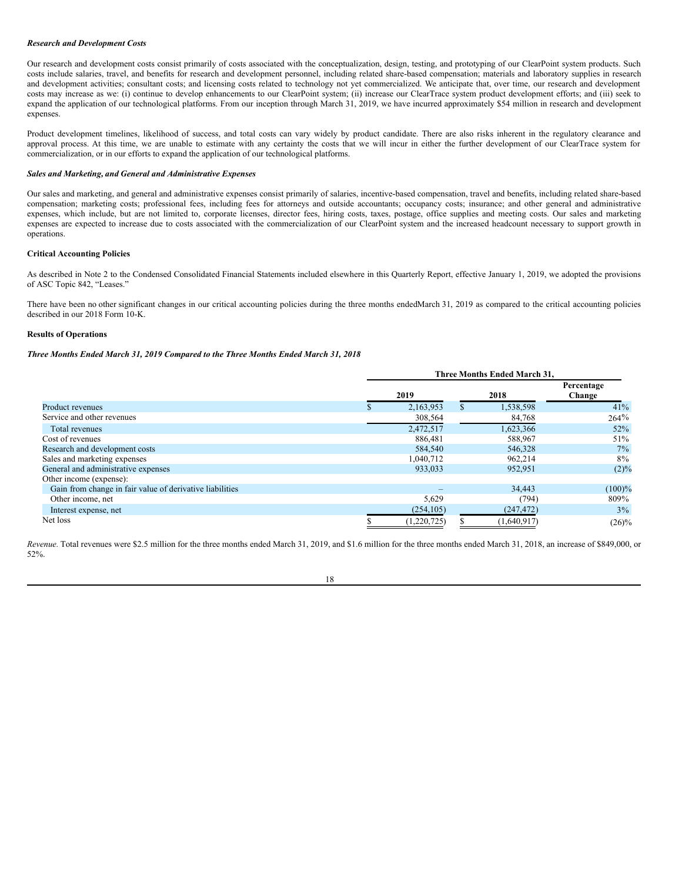***Research and Development Costs***

Our research and development costs consist primarily of costs associated with the conceptualization, design, testing, and prototyping of our ClearPoint system products. Such costs include salaries, travel, and benefits for research and development personnel, including related share-based compensation; materials and laboratory supplies in research and development activities; consultant costs; and licensing costs related to technology not yet commercialized. We anticipate that, over time, our research and development costs may increase as we: (i) continue to develop enhancements to our ClearPoint system; (ii) increase our ClearTrace system product development efforts; and (iii) seek to expand the application of our technological platforms. From our inception through March 31, 2019, we have incurred approximately $54 million in research and development expenses.

Product development timelines, likelihood of success, and total costs can vary widely by product candidate. There are also risks inherent in the regulatory clearance and approval process. At this time, we are unable to estimate with any certainty the costs that we will incur in either the further development of our ClearTrace system for commercialization, or in our efforts to expand the application of our technological platforms.

***Sales and Marketing, and General and Administrative Expenses***

Our sales and marketing, and general and administrative expenses consist primarily of salaries, incentive-based compensation, travel and benefits, including related share-based compensation; marketing costs; professional fees, including fees for attorneys and outside accountants; occupancy costs; insurance; and other general and administrative expenses, which include, but are not limited to, corporate licenses, director fees, hiring costs, taxes, postage, office supplies and meeting costs. Our sales and marketing expenses are expected to increase due to costs associated with the commercialization of our ClearPoint system and the increased headcount necessary to support growth in operations.

**Critical Accounting Policies**

As described in Note 2 to the Condensed Consolidated Financial Statements included elsewhere in this Quarterly Report, effective January 1, 2019, we adopted the provisions of ASC Topic 842, "Leases."

There have been no other significant changes in our critical accounting policies during the three months endedMarch 31, 2019 as compared to the critical accounting policies described in our 2018 Form 10-K.

**Results of Operations**

***Three Months Ended March 31, 2019 Compared to the Three Months Ended March 31, 2018***

| | Three Months Ended March 31, | | |
|---|---|---|---|
| | 2019 | 2018 | Percentage Change |
| Product revenues | $ 2,163,953 | $ 1,538,598 | 41% |
| Service and other revenues | 308,564 | 84,768 | 264% |
| Total revenues | 2,472,517 | 1,623,366 | 52% |
| Cost of revenues | 886,481 | 588,967 | 51% |
| Research and development costs | 584,540 | 546,328 | 7% |
| Sales and marketing expenses | 1,040,712 | 962,214 | 8% |
| General and administrative expenses | 933,033 | 952,951 | (2)% |
| Other income (expense): | | | |
| Gain from change in fair value of derivative liabilities | – | 34,443 | (100)% |
| Other income, net | 5,629 | (794) | 809% |
| Interest expense, net | (254,105) | (247,472) | 3% |
| Net loss | $ (1,220,725) | $ (1,640,917) | (26)% |

*Revenue.* Total revenues were $2.5 million for the three months ended March 31, 2019, and $1.6 million for the three months ended March 31, 2018, an increase of $849,000, or 52%.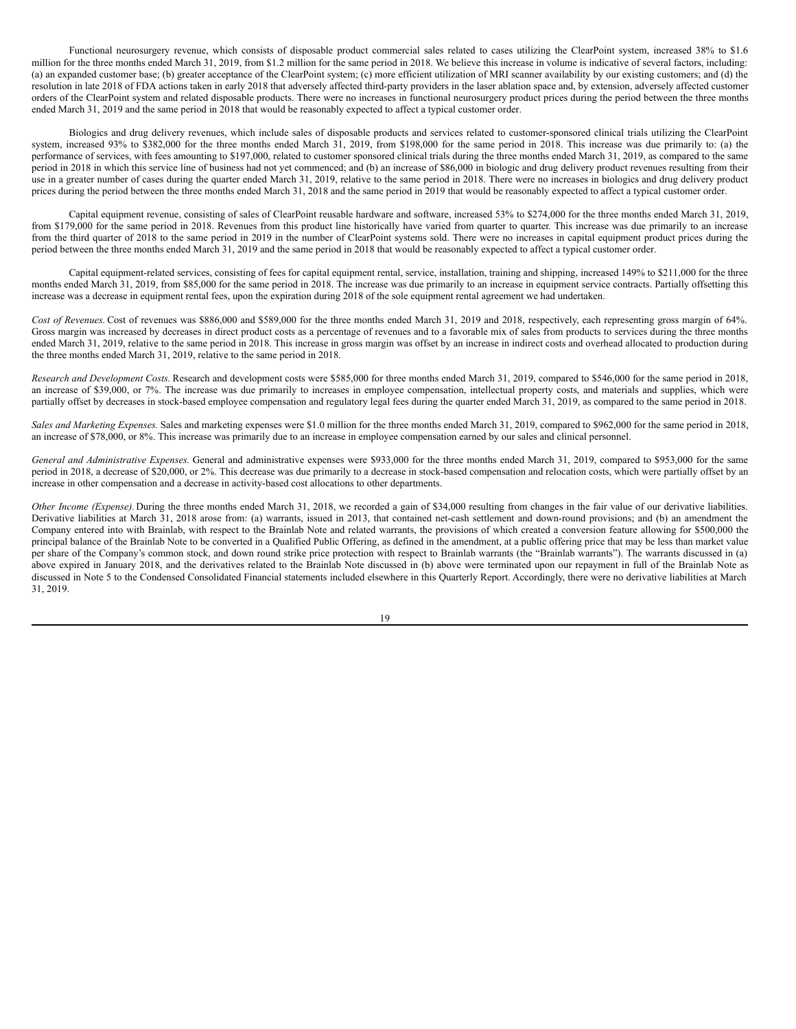Functional neurosurgery revenue, which consists of disposable product commercial sales related to cases utilizing the ClearPoint system, increased 38% to $1.6 million for the three months ended March 31, 2019, from $1.2 million for the same period in 2018. We believe this increase in volume is indicative of several factors, including: (a) an expanded customer base; (b) greater acceptance of the ClearPoint system; (c) more efficient utilization of MRI scanner availability by our existing customers; and (d) the resolution in late 2018 of FDA actions taken in early 2018 that adversely affected third-party providers in the laser ablation space and, by extension, adversely affected customer orders of the ClearPoint system and related disposable products. There were no increases in functional neurosurgery product prices during the period between the three months ended March 31, 2019 and the same period in 2018 that would be reasonably expected to affect a typical customer order.

Biologics and drug delivery revenues, which include sales of disposable products and services related to customer-sponsored clinical trials utilizing the ClearPoint system, increased 93% to $382,000 for the three months ended March 31, 2019, from $198,000 for the same period in 2018. This increase was due primarily to: (a) the performance of services, with fees amounting to $197,000, related to customer sponsored clinical trials during the three months ended March 31, 2019, as compared to the same period in 2018 in which this service line of business had not yet commenced; and (b) an increase of $86,000 in biologic and drug delivery product revenues resulting from their use in a greater number of cases during the quarter ended March 31, 2019, relative to the same period in 2018. There were no increases in biologics and drug delivery product prices during the period between the three months ended March 31, 2018 and the same period in 2019 that would be reasonably expected to affect a typical customer order.

Capital equipment revenue, consisting of sales of ClearPoint reusable hardware and software, increased 53% to $274,000 for the three months ended March 31, 2019, from $179,000 for the same period in 2018. Revenues from this product line historically have varied from quarter to quarter. This increase was due primarily to an increase from the third quarter of 2018 to the same period in 2019 in the number of ClearPoint systems sold. There were no increases in capital equipment product prices during the period between the three months ended March 31, 2019 and the same period in 2018 that would be reasonably expected to affect a typical customer order.

Capital equipment-related services, consisting of fees for capital equipment rental, service, installation, training and shipping, increased 149% to $211,000 for the three months ended March 31, 2019, from $85,000 for the same period in 2018. The increase was due primarily to an increase in equipment service contracts. Partially offsetting this increase was a decrease in equipment rental fees, upon the expiration during 2018 of the sole equipment rental agreement we had undertaken.

*Cost of Revenues.* Cost of revenues was $886,000 and $589,000 for the three months ended March 31, 2019 and 2018, respectively, each representing gross margin of 64%. Gross margin was increased by decreases in direct product costs as a percentage of revenues and to a favorable mix of sales from products to services during the three months ended March 31, 2019, relative to the same period in 2018. This increase in gross margin was offset by an increase in indirect costs and overhead allocated to production during the three months ended March 31, 2019, relative to the same period in 2018.

*Research and Development Costs.* Research and development costs were $585,000 for three months ended March 31, 2019, compared to $546,000 for the same period in 2018, an increase of $39,000, or 7%. The increase was due primarily to increases in employee compensation, intellectual property costs, and materials and supplies, which were partially offset by decreases in stock-based employee compensation and regulatory legal fees during the quarter ended March 31, 2019, as compared to the same period in 2018.

*Sales and Marketing Expenses.* Sales and marketing expenses were $1.0 million for the three months ended March 31, 2019, compared to $962,000 for the same period in 2018, an increase of $78,000, or 8%. This increase was primarily due to an increase in employee compensation earned by our sales and clinical personnel.

*General and Administrative Expenses.* General and administrative expenses were $933,000 for the three months ended March 31, 2019, compared to $953,000 for the same period in 2018, a decrease of $20,000, or 2%. This decrease was due primarily to a decrease in stock-based compensation and relocation costs, which were partially offset by an increase in other compensation and a decrease in activity-based cost allocations to other departments.

*Other Income (Expense).* During the three months ended March 31, 2018, we recorded a gain of $34,000 resulting from changes in the fair value of our derivative liabilities. Derivative liabilities at March 31, 2018 arose from: (a) warrants, issued in 2013, that contained net-cash settlement and down-round provisions; and (b) an amendment the Company entered into with Brainlab, with respect to the Brainlab Note and related warrants, the provisions of which created a conversion feature allowing for $500,000 the principal balance of the Brainlab Note to be converted in a Qualified Public Offering, as defined in the amendment, at a public offering price that may be less than market value per share of the Company's common stock, and down round strike price protection with respect to Brainlab warrants (the "Brainlab warrants"). The warrants discussed in (a) above expired in January 2018, and the derivatives related to the Brainlab Note discussed in (b) above were terminated upon our repayment in full of the Brainlab Note as discussed in Note 5 to the Condensed Consolidated Financial statements included elsewhere in this Quarterly Report. Accordingly, there were no derivative liabilities at March 31, 2019.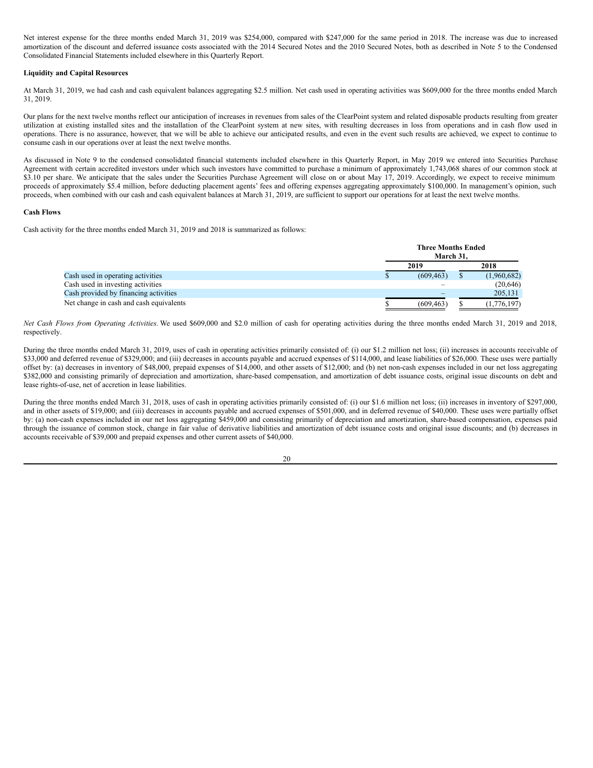Net interest expense for the three months ended March 31, 2019 was $254,000, compared with $247,000 for the same period in 2018. The increase was due to increased amortization of the discount and deferred issuance costs associated with the 2014 Secured Notes and the 2010 Secured Notes, both as described in Note 5 to the Condensed Consolidated Financial Statements included elsewhere in this Quarterly Report.

**Liquidity and Capital Resources**

At March 31, 2019, we had cash and cash equivalent balances aggregating $2.5 million. Net cash used in operating activities was $609,000 for the three months ended March 31, 2019.

Our plans for the next twelve months reflect our anticipation of increases in revenues from sales of the ClearPoint system and related disposable products resulting from greater utilization at existing installed sites and the installation of the ClearPoint system at new sites, with resulting decreases in loss from operations and in cash flow used in operations. There is no assurance, however, that we will be able to achieve our anticipated results, and even in the event such results are achieved, we expect to continue to consume cash in our operations over at least the next twelve months.

As discussed in Note 9 to the condensed consolidated financial statements included elsewhere in this Quarterly Report, in May 2019 we entered into Securities Purchase Agreement with certain accredited investors under which such investors have committed to purchase a minimum of approximately 1,743,068 shares of our common stock at $3.10 per share. We anticipate that the sales under the Securities Purchase Agreement will close on or about May 17, 2019. Accordingly, we expect to receive minimum proceeds of approximately $5.4 million, before deducting placement agents' fees and offering expenses aggregating approximately $100,000. In management's opinion, such proceeds, when combined with our cash and cash equivalent balances at March 31, 2019, are sufficient to support our operations for at least the next twelve months.

**Cash Flows**

Cash activity for the three months ended March 31, 2019 and 2018 is summarized as follows:

| | Three Months Ended March 31, | |
|---|---|---|
| | 2019 | 2018 |
| Cash used in operating activities | $ (609,463) | $ (1,960,682) |
| Cash used in investing activities | – | (20,646) |
| Cash provided by financing activities | – | 205,131 |
| Net change in cash and cash equivalents | $ (609,463) | $ (1,776,197) |

*Net Cash Flows from Operating Activities.* We used $609,000 and $2.0 million of cash for operating activities during the three months ended March 31, 2019 and 2018, respectively.

During the three months ended March 31, 2019, uses of cash in operating activities primarily consisted of: (i) our $1.2 million net loss; (ii) increases in accounts receivable of $33,000 and deferred revenue of $329,000; and (iii) decreases in accounts payable and accrued expenses of $114,000, and lease liabilities of $26,000. These uses were partially offset by: (a) decreases in inventory of $48,000, prepaid expenses of $14,000, and other assets of $12,000; and (b) net non-cash expenses included in our net loss aggregating $382,000 and consisting primarily of depreciation and amortization, share-based compensation, and amortization of debt issuance costs, original issue discounts on debt and lease rights-of-use, net of accretion in lease liabilities.

During the three months ended March 31, 2018, uses of cash in operating activities primarily consisted of: (i) our $1.6 million net loss; (ii) increases in inventory of $297,000, and in other assets of $19,000; and (iii) decreases in accounts payable and accrued expenses of $501,000, and in deferred revenue of $40,000. These uses were partially offset by: (a) non-cash expenses included in our net loss aggregating $459,000 and consisting primarily of depreciation and amortization, share-based compensation, expenses paid through the issuance of common stock, change in fair value of derivative liabilities and amortization of debt issuance costs and original issue discounts; and (b) decreases in accounts receivable of $39,000 and prepaid expenses and other current assets of $40,000.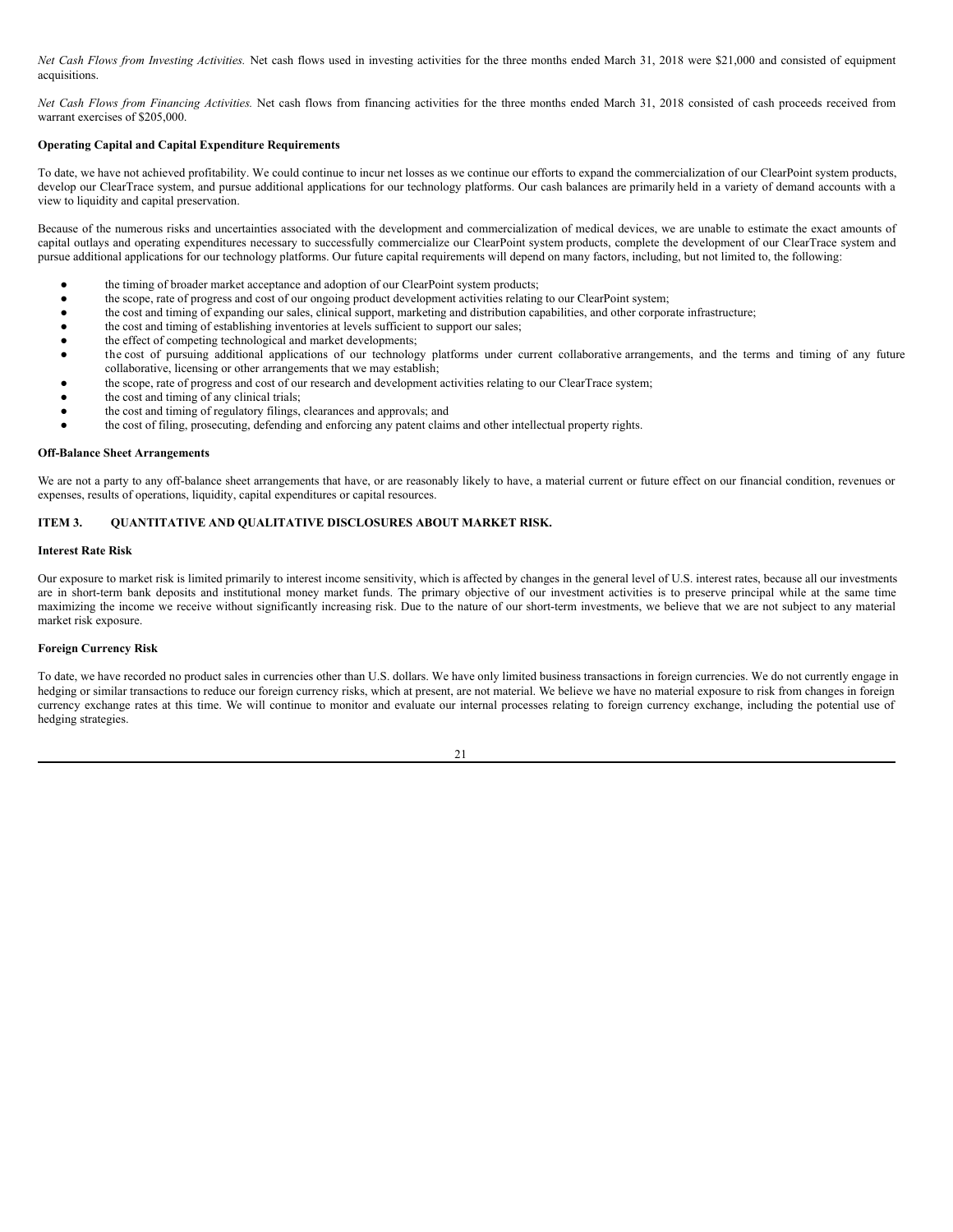*Net Cash Flows from Investing Activities.* Net cash flows used in investing activities for the three months ended March 31, 2018 were $21,000 and consisted of equipment acquisitions.

*Net Cash Flows from Financing Activities.* Net cash flows from financing activities for the three months ended March 31, 2018 consisted of cash proceeds received from warrant exercises of $205,000.

**Operating Capital and Capital Expenditure Requirements**

To date, we have not achieved profitability. We could continue to incur net losses as we continue our efforts to expand the commercialization of our ClearPoint system products, develop our ClearTrace system, and pursue additional applications for our technology platforms. Our cash balances are primarily held in a variety of demand accounts with a view to liquidity and capital preservation.

Because of the numerous risks and uncertainties associated with the development and commercialization of medical devices, we are unable to estimate the exact amounts of capital outlays and operating expenditures necessary to successfully commercialize our ClearPoint system products, complete the development of our ClearTrace system and pursue additional applications for our technology platforms. Our future capital requirements will depend on many factors, including, but not limited to, the following:

- the timing of broader market acceptance and adoption of our ClearPoint system products;
- the scope, rate of progress and cost of our ongoing product development activities relating to our ClearPoint system;
- the cost and timing of expanding our sales, clinical support, marketing and distribution capabilities, and other corporate infrastructure;
- the cost and timing of establishing inventories at levels sufficient to support our sales;
- the effect of competing technological and market developments;
- the cost of pursuing additional applications of our technology platforms under current collaborative arrangements, and the terms and timing of any future collaborative, licensing or other arrangements that we may establish;
- the scope, rate of progress and cost of our research and development activities relating to our ClearTrace system;
- the cost and timing of any clinical trials;
- the cost and timing of regulatory filings, clearances and approvals; and
- the cost of filing, prosecuting, defending and enforcing any patent claims and other intellectual property rights.

**Off-Balance Sheet Arrangements**

We are not a party to any off-balance sheet arrangements that have, or are reasonably likely to have, a material current or future effect on our financial condition, revenues or expenses, results of operations, liquidity, capital expenditures or capital resources.

## ITEM 3. QUANTITATIVE AND QUALITATIVE DISCLOSURES ABOUT MARKET RISK.

**Interest Rate Risk**

Our exposure to market risk is limited primarily to interest income sensitivity, which is affected by changes in the general level of U.S. interest rates, because all our investments are in short-term bank deposits and institutional money market funds. The primary objective of our investment activities is to preserve principal while at the same time maximizing the income we receive without significantly increasing risk. Due to the nature of our short-term investments, we believe that we are not subject to any material market risk exposure.

**Foreign Currency Risk**

To date, we have recorded no product sales in currencies other than U.S. dollars. We have only limited business transactions in foreign currencies. We do not currently engage in hedging or similar transactions to reduce our foreign currency risks, which at present, are not material. We believe we have no material exposure to risk from changes in foreign currency exchange rates at this time. We will continue to monitor and evaluate our internal processes relating to foreign currency exchange, including the potential use of hedging strategies.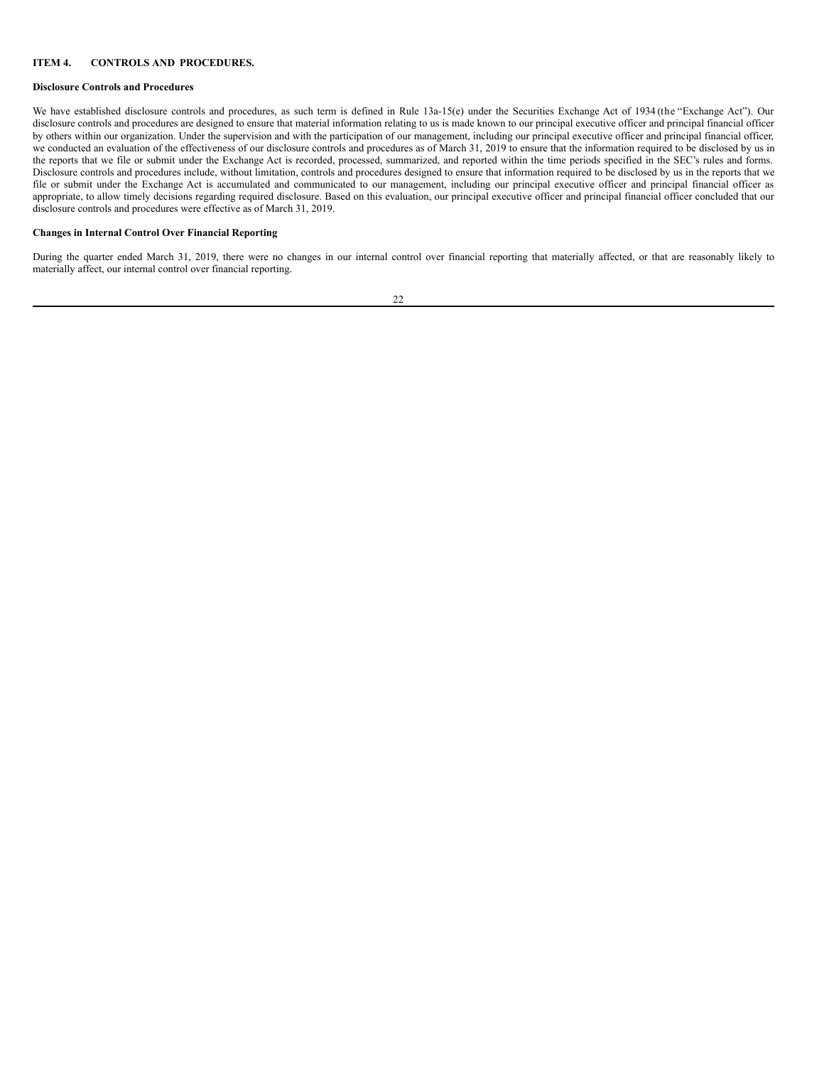## ITEM 4. CONTROLS AND PROCEDURES.

### Disclosure Controls and Procedures

We have established disclosure controls and procedures, as such term is defined in Rule 13a-15(e) under the Securities Exchange Act of 1934 (the "Exchange Act"). Our disclosure controls and procedures are designed to ensure that material information relating to us is made known to our principal executive officer and principal financial officer by others within our organization. Under the supervision and with the participation of our management, including our principal executive officer and principal financial officer, we conducted an evaluation of the effectiveness of our disclosure controls and procedures as of March 31, 2019 to ensure that the information required to be disclosed by us in the reports that we file or submit under the Exchange Act is recorded, processed, summarized, and reported within the time periods specified in the SEC's rules and forms. Disclosure controls and procedures include, without limitation, controls and procedures designed to ensure that information required to be disclosed by us in the reports that we file or submit under the Exchange Act is accumulated and communicated to our management, including our principal executive officer and principal financial officer as appropriate, to allow timely decisions regarding required disclosure. Based on this evaluation, our principal executive officer and principal financial officer concluded that our disclosure controls and procedures were effective as of March 31, 2019.

### Changes in Internal Control Over Financial Reporting

During the quarter ended March 31, 2019, there were no changes in our internal control over financial reporting that materially affected, or that are reasonably likely to materially affect, our internal control over financial reporting.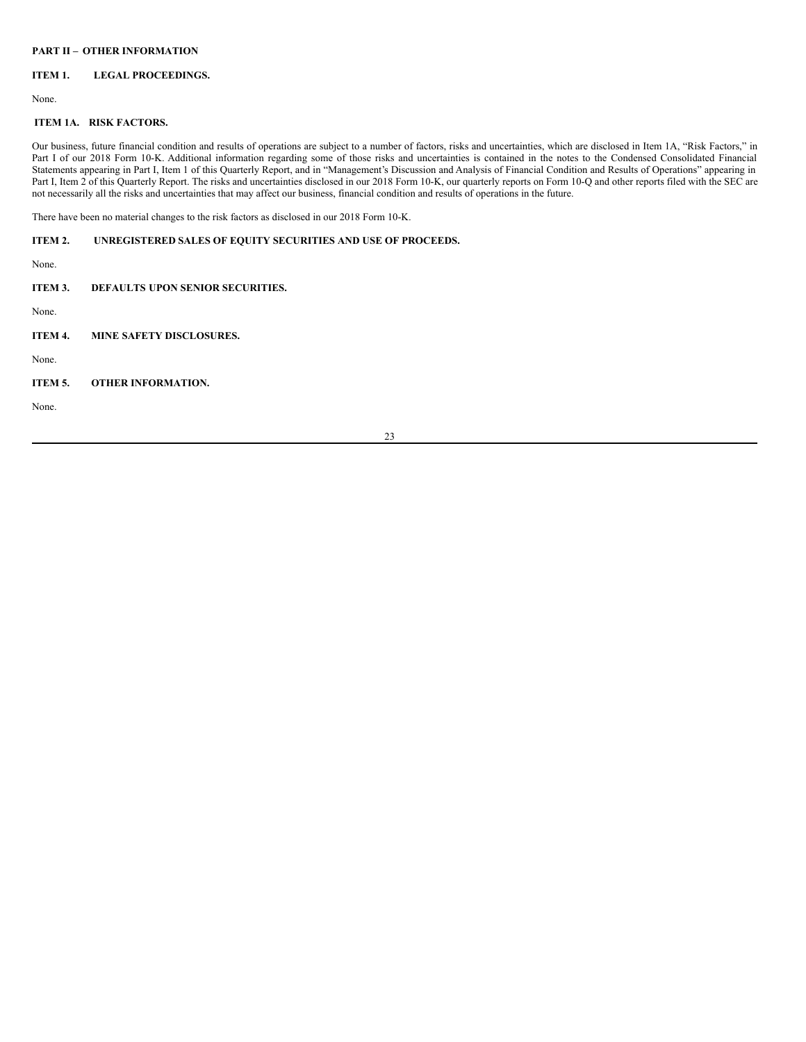## PART II – OTHER INFORMATION

### ITEM 1. LEGAL PROCEEDINGS.

None.

### ITEM 1A. RISK FACTORS.

Our business, future financial condition and results of operations are subject to a number of factors, risks and uncertainties, which are disclosed in Item 1A, "Risk Factors," in Part I of our 2018 Form 10-K. Additional information regarding some of those risks and uncertainties is contained in the notes to the Condensed Consolidated Financial Statements appearing in Part I, Item 1 of this Quarterly Report, and in "Management's Discussion and Analysis of Financial Condition and Results of Operations" appearing in Part I, Item 2 of this Quarterly Report. The risks and uncertainties disclosed in our 2018 Form 10-K, our quarterly reports on Form 10-Q and other reports filed with the SEC are not necessarily all the risks and uncertainties that may affect our business, financial condition and results of operations in the future.

There have been no material changes to the risk factors as disclosed in our 2018 Form 10-K.

### ITEM 2. UNREGISTERED SALES OF EQUITY SECURITIES AND USE OF PROCEEDS.

None.

### ITEM 3. DEFAULTS UPON SENIOR SECURITIES.

None.

### ITEM 4. MINE SAFETY DISCLOSURES.

None.

### ITEM 5. OTHER INFORMATION.

None.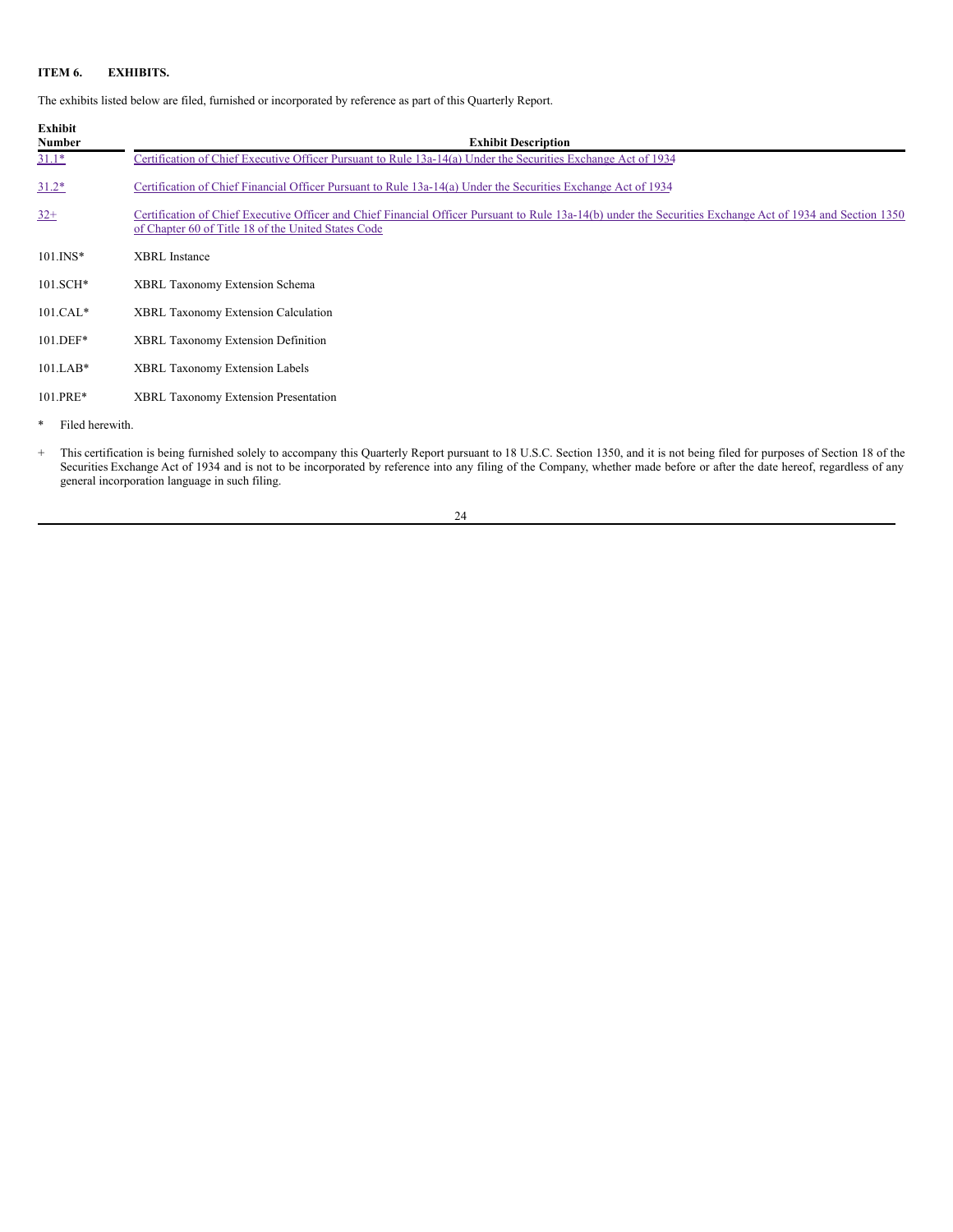**ITEM 6. EXHIBITS.**

The exhibits listed below are filed, furnished or incorporated by reference as part of this Quarterly Report.

| Exhibit Number | Exhibit Description |
|---|---|
| 31.1* | Certification of Chief Executive Officer Pursuant to Rule 13a-14(a) Under the Securities Exchange Act of 1934 |
| 31.2* | Certification of Chief Financial Officer Pursuant to Rule 13a-14(a) Under the Securities Exchange Act of 1934 |
| 32+ | Certification of Chief Executive Officer and Chief Financial Officer Pursuant to Rule 13a-14(b) under the Securities Exchange Act of 1934 and Section 1350 of Chapter 60 of Title 18 of the United States Code |
| 101.INS* | XBRL Instance |
| 101.SCH* | XBRL Taxonomy Extension Schema |
| 101.CAL* | XBRL Taxonomy Extension Calculation |
| 101.DEF* | XBRL Taxonomy Extension Definition |
| 101.LAB* | XBRL Taxonomy Extension Labels |
| 101.PRE* | XBRL Taxonomy Extension Presentation |

\* Filed herewith.

\+ This certification is being furnished solely to accompany this Quarterly Report pursuant to 18 U.S.C. Section 1350, and it is not being filed for purposes of Section 18 of the Securities Exchange Act of 1934 and is not to be incorporated by reference into any filing of the Company, whether made before or after the date hereof, regardless of any general incorporation language in such filing.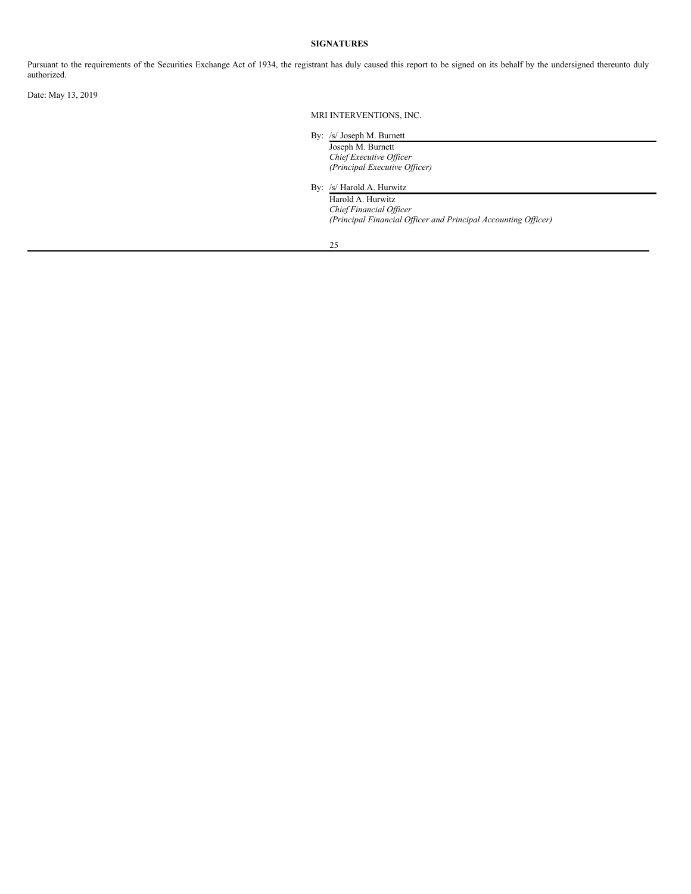**SIGNATURES**

Pursuant to the requirements of the Securities Exchange Act of 1934, the registrant has duly caused this report to be signed on its behalf by the undersigned thereunto duly authorized.

Date: May 13, 2019

MRI INTERVENTIONS, INC.

By: /s/ Joseph M. Burnett
Joseph M. Burnett
*Chief Executive Officer*
*(Principal Executive Officer)*

By: /s/ Harold A. Hurwitz
Harold A. Hurwitz
*Chief Financial Officer*
*(Principal Financial Officer and Principal Accounting Officer)*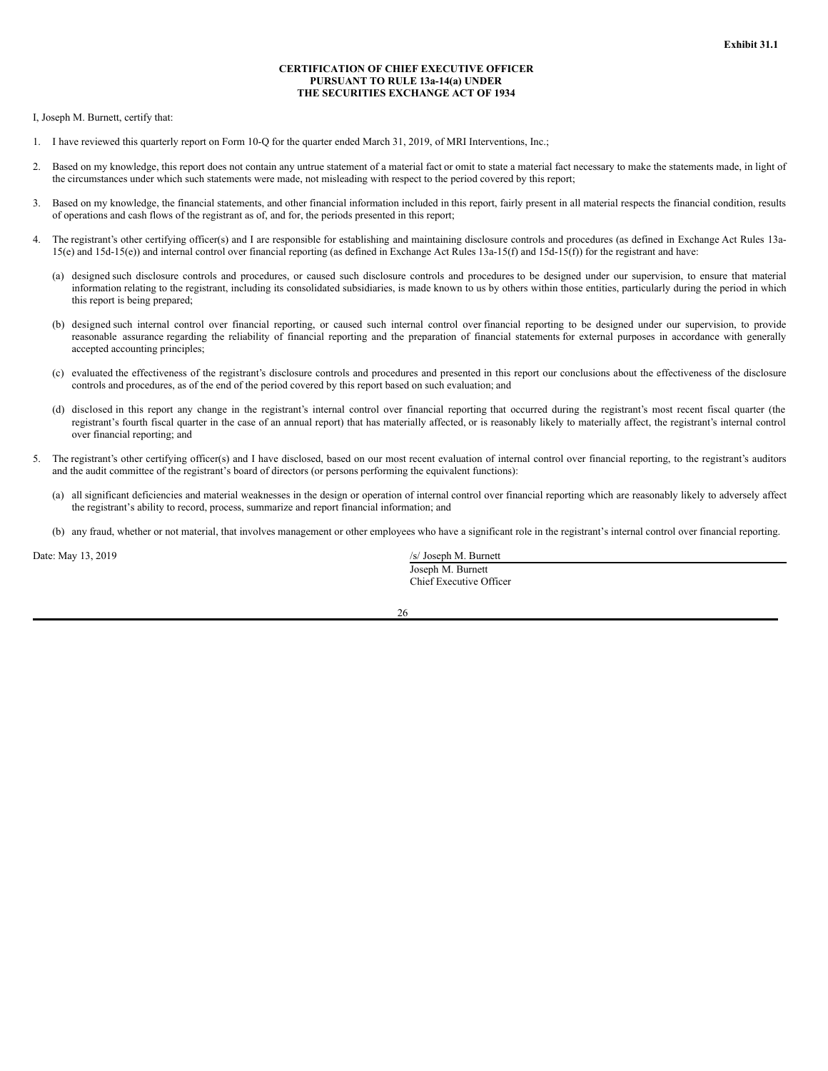**Exhibit 31.1**

**CERTIFICATION OF CHIEF EXECUTIVE OFFICER**
**PURSUANT TO RULE 13a-14(a) UNDER**
**THE SECURITIES EXCHANGE ACT OF 1934**

I, Joseph M. Burnett, certify that:

1. I have reviewed this quarterly report on Form 10-Q for the quarter ended March 31, 2019, of MRI Interventions, Inc.;

2. Based on my knowledge, this report does not contain any untrue statement of a material fact or omit to state a material fact necessary to make the statements made, in light of the circumstances under which such statements were made, not misleading with respect to the period covered by this report;

3. Based on my knowledge, the financial statements, and other financial information included in this report, fairly present in all material respects the financial condition, results of operations and cash flows of the registrant as of, and for, the periods presented in this report;

4. The registrant's other certifying officer(s) and I are responsible for establishing and maintaining disclosure controls and procedures (as defined in Exchange Act Rules 13a-15(e) and 15d-15(e)) and internal control over financial reporting (as defined in Exchange Act Rules 13a-15(f) and 15d-15(f)) for the registrant and have:

   (a) designed such disclosure controls and procedures, or caused such disclosure controls and procedures to be designed under our supervision, to ensure that material information relating to the registrant, including its consolidated subsidiaries, is made known to us by others within those entities, particularly during the period in which this report is being prepared;

   (b) designed such internal control over financial reporting, or caused such internal control over financial reporting to be designed under our supervision, to provide reasonable assurance regarding the reliability of financial reporting and the preparation of financial statements for external purposes in accordance with generally accepted accounting principles;

   (c) evaluated the effectiveness of the registrant's disclosure controls and procedures and presented in this report our conclusions about the effectiveness of the disclosure controls and procedures, as of the end of the period covered by this report based on such evaluation; and

   (d) disclosed in this report any change in the registrant's internal control over financial reporting that occurred during the registrant's most recent fiscal quarter (the registrant's fourth fiscal quarter in the case of an annual report) that has materially affected, or is reasonably likely to materially affect, the registrant's internal control over financial reporting; and

5. The registrant's other certifying officer(s) and I have disclosed, based on our most recent evaluation of internal control over financial reporting, to the registrant's auditors and the audit committee of the registrant's board of directors (or persons performing the equivalent functions):

   (a) all significant deficiencies and material weaknesses in the design or operation of internal control over financial reporting which are reasonably likely to adversely affect the registrant's ability to record, process, summarize and report financial information; and

   (b) any fraud, whether or not material, that involves management or other employees who have a significant role in the registrant's internal control over financial reporting.

Date: May 13, 2019

/s/ Joseph M. Burnett
Joseph M. Burnett
Chief Executive Officer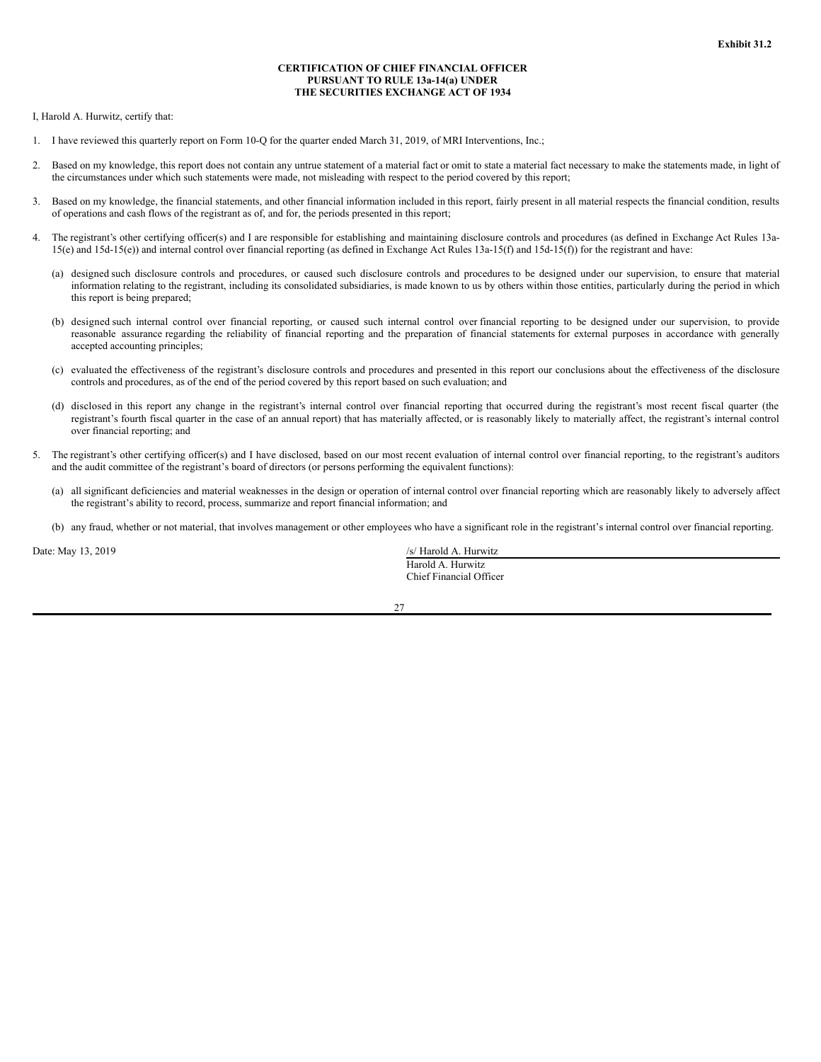**Exhibit 31.2**

**CERTIFICATION OF CHIEF FINANCIAL OFFICER**
**PURSUANT TO RULE 13a-14(a) UNDER**
**THE SECURITIES EXCHANGE ACT OF 1934**

I, Harold A. Hurwitz, certify that:

1. I have reviewed this quarterly report on Form 10-Q for the quarter ended March 31, 2019, of MRI Interventions, Inc.;

2. Based on my knowledge, this report does not contain any untrue statement of a material fact or omit to state a material fact necessary to make the statements made, in light of the circumstances under which such statements were made, not misleading with respect to the period covered by this report;

3. Based on my knowledge, the financial statements, and other financial information included in this report, fairly present in all material respects the financial condition, results of operations and cash flows of the registrant as of, and for, the periods presented in this report;

4. The registrant's other certifying officer(s) and I are responsible for establishing and maintaining disclosure controls and procedures (as defined in Exchange Act Rules 13a-15(e) and 15d-15(e)) and internal control over financial reporting (as defined in Exchange Act Rules 13a-15(f) and 15d-15(f)) for the registrant and have:

   (a) designed such disclosure controls and procedures, or caused such disclosure controls and procedures to be designed under our supervision, to ensure that material information relating to the registrant, including its consolidated subsidiaries, is made known to us by others within those entities, particularly during the period in which this report is being prepared;

   (b) designed such internal control over financial reporting, or caused such internal control over financial reporting to be designed under our supervision, to provide reasonable assurance regarding the reliability of financial reporting and the preparation of financial statements for external purposes in accordance with generally accepted accounting principles;

   (c) evaluated the effectiveness of the registrant's disclosure controls and procedures and presented in this report our conclusions about the effectiveness of the disclosure controls and procedures, as of the end of the period covered by this report based on such evaluation; and

   (d) disclosed in this report any change in the registrant's internal control over financial reporting that occurred during the registrant's most recent fiscal quarter (the registrant's fourth fiscal quarter in the case of an annual report) that has materially affected, or is reasonably likely to materially affect, the registrant's internal control over financial reporting; and

5. The registrant's other certifying officer(s) and I have disclosed, based on our most recent evaluation of internal control over financial reporting, to the registrant's auditors and the audit committee of the registrant's board of directors (or persons performing the equivalent functions):

   (a) all significant deficiencies and material weaknesses in the design or operation of internal control over financial reporting which are reasonably likely to adversely affect the registrant's ability to record, process, summarize and report financial information; and

   (b) any fraud, whether or not material, that involves management or other employees who have a significant role in the registrant's internal control over financial reporting.

Date: May 13, 2019

/s/ Harold A. Hurwitz
Harold A. Hurwitz
Chief Financial Officer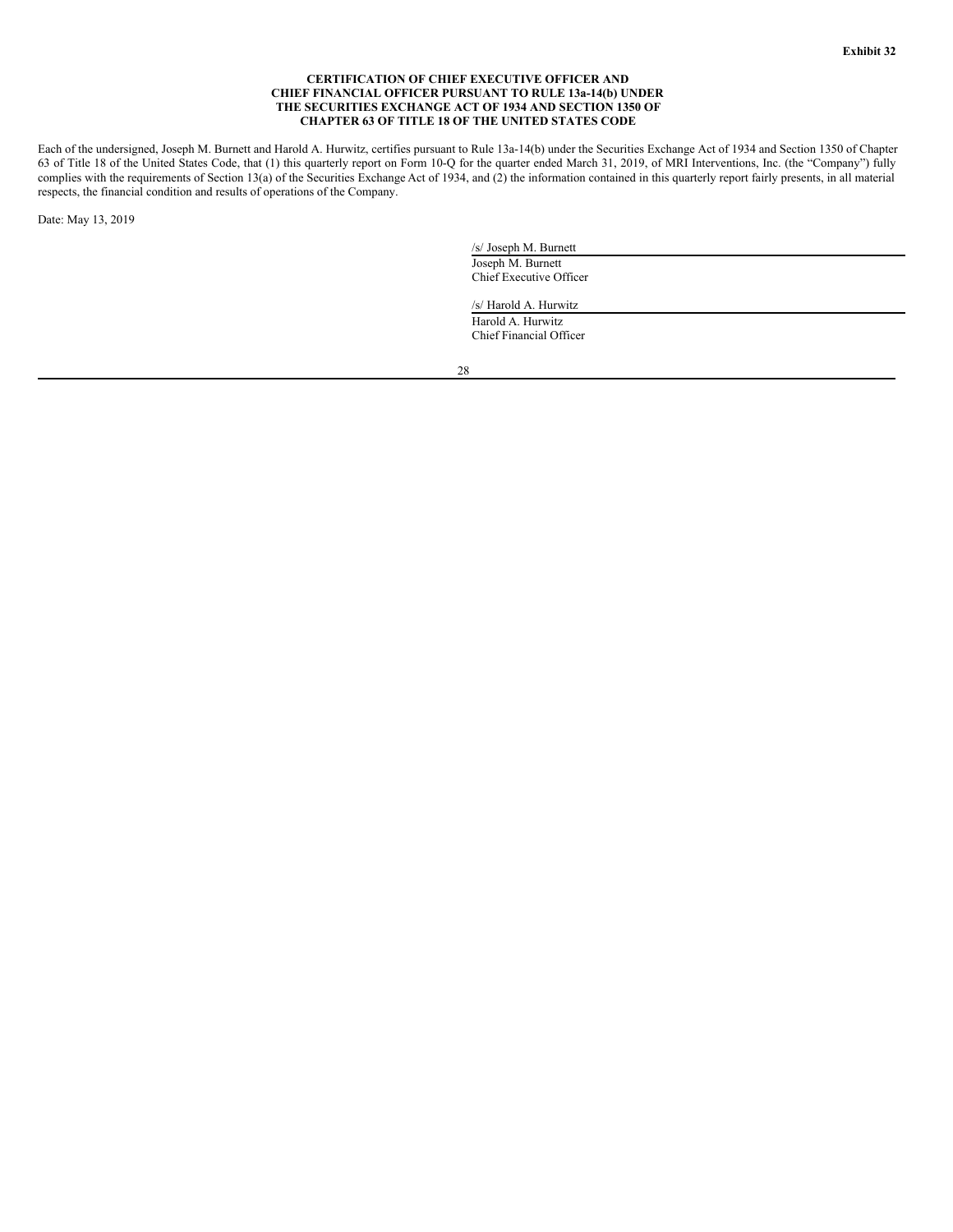**Exhibit 32**

**CERTIFICATION OF CHIEF EXECUTIVE OFFICER AND CHIEF FINANCIAL OFFICER PURSUANT TO RULE 13a-14(b) UNDER THE SECURITIES EXCHANGE ACT OF 1934 AND SECTION 1350 OF CHAPTER 63 OF TITLE 18 OF THE UNITED STATES CODE**

Each of the undersigned, Joseph M. Burnett and Harold A. Hurwitz, certifies pursuant to Rule 13a-14(b) under the Securities Exchange Act of 1934 and Section 1350 of Chapter 63 of Title 18 of the United States Code, that (1) this quarterly report on Form 10-Q for the quarter ended March 31, 2019, of MRI Interventions, Inc. (the "Company") fully complies with the requirements of Section 13(a) of the Securities Exchange Act of 1934, and (2) the information contained in this quarterly report fairly presents, in all material respects, the financial condition and results of operations of the Company.

Date: May 13, 2019

/s/ Joseph M. Burnett
Joseph M. Burnett
Chief Executive Officer

/s/ Harold A. Hurwitz
Harold A. Hurwitz
Chief Financial Officer